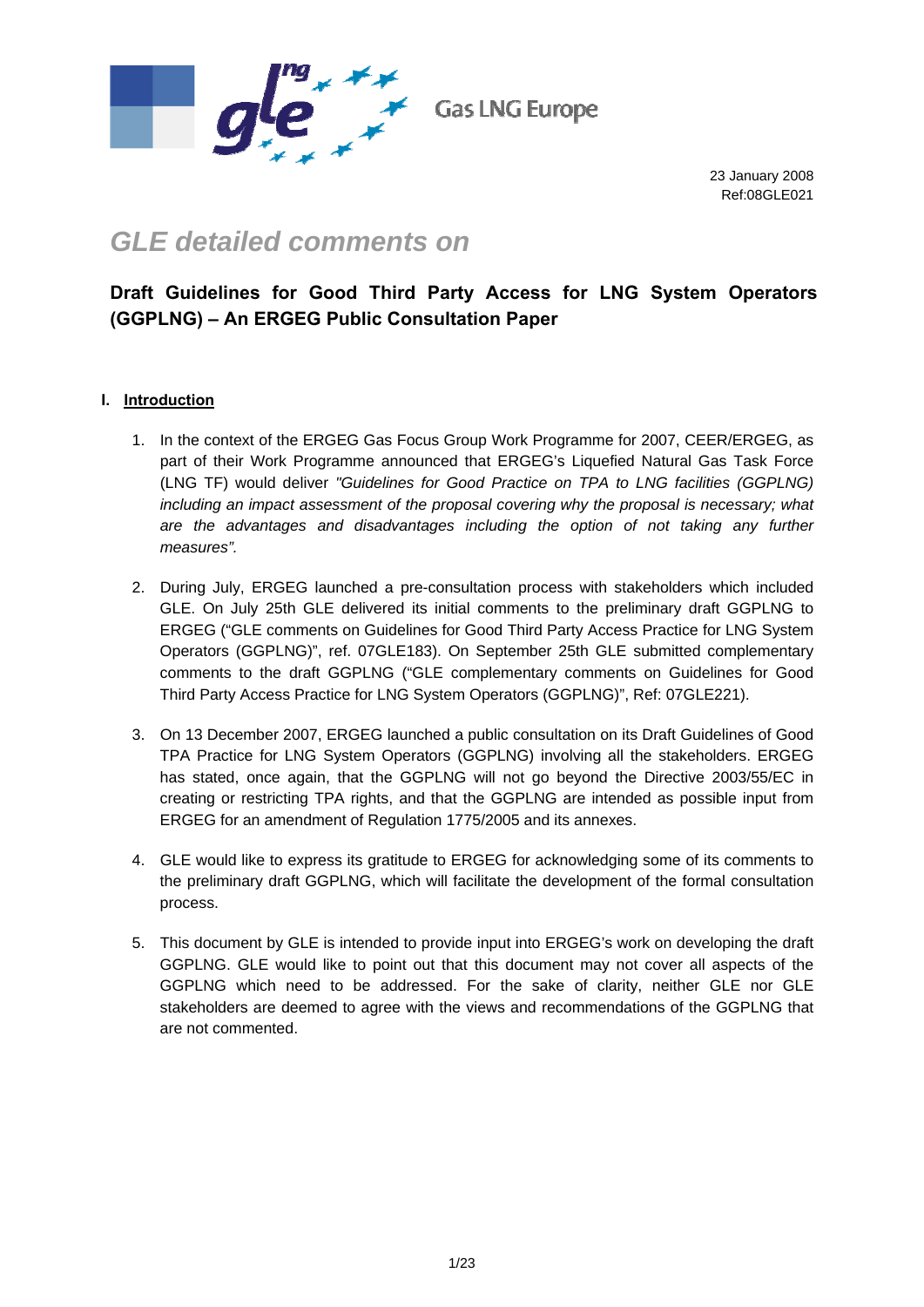Gas LNG Europe

23 January 2008
Ref:08GLE021

# *GLE detailed comments on*

## Draft Guidelines for Good Third Party Access for LNG System Operators (GGPLNG) – An ERGEG Public Consultation Paper

### I. Introduction

1. In the context of the ERGEG Gas Focus Group Work Programme for 2007, CEER/ERGEG, as part of their Work Programme announced that ERGEG's Liquefied Natural Gas Task Force (LNG TF) would deliver *"Guidelines for Good Practice on TPA to LNG facilities (GGPLNG) including an impact assessment of the proposal covering why the proposal is necessary; what are the advantages and disadvantages including the option of not taking any further measures".*

2. During July, ERGEG launched a pre-consultation process with stakeholders which included GLE. On July 25th GLE delivered its initial comments to the preliminary draft GGPLNG to ERGEG ("GLE comments on Guidelines for Good Third Party Access Practice for LNG System Operators (GGPLNG)", ref. 07GLE183). On September 25th GLE submitted complementary comments to the draft GGPLNG ("GLE complementary comments on Guidelines for Good Third Party Access Practice for LNG System Operators (GGPLNG)", Ref: 07GLE221).

3. On 13 December 2007, ERGEG launched a public consultation on its Draft Guidelines of Good TPA Practice for LNG System Operators (GGPLNG) involving all the stakeholders. ERGEG has stated, once again, that the GGPLNG will not go beyond the Directive 2003/55/EC in creating or restricting TPA rights, and that the GGPLNG are intended as possible input from ERGEG for an amendment of Regulation 1775/2005 and its annexes.

4. GLE would like to express its gratitude to ERGEG for acknowledging some of its comments to the preliminary draft GGPLNG, which will facilitate the development of the formal consultation process.

5. This document by GLE is intended to provide input into ERGEG's work on developing the draft GGPLNG. GLE would like to point out that this document may not cover all aspects of the GGPLNG which need to be addressed. For the sake of clarity, neither GLE nor GLE stakeholders are deemed to agree with the views and recommendations of the GGPLNG that are not commented.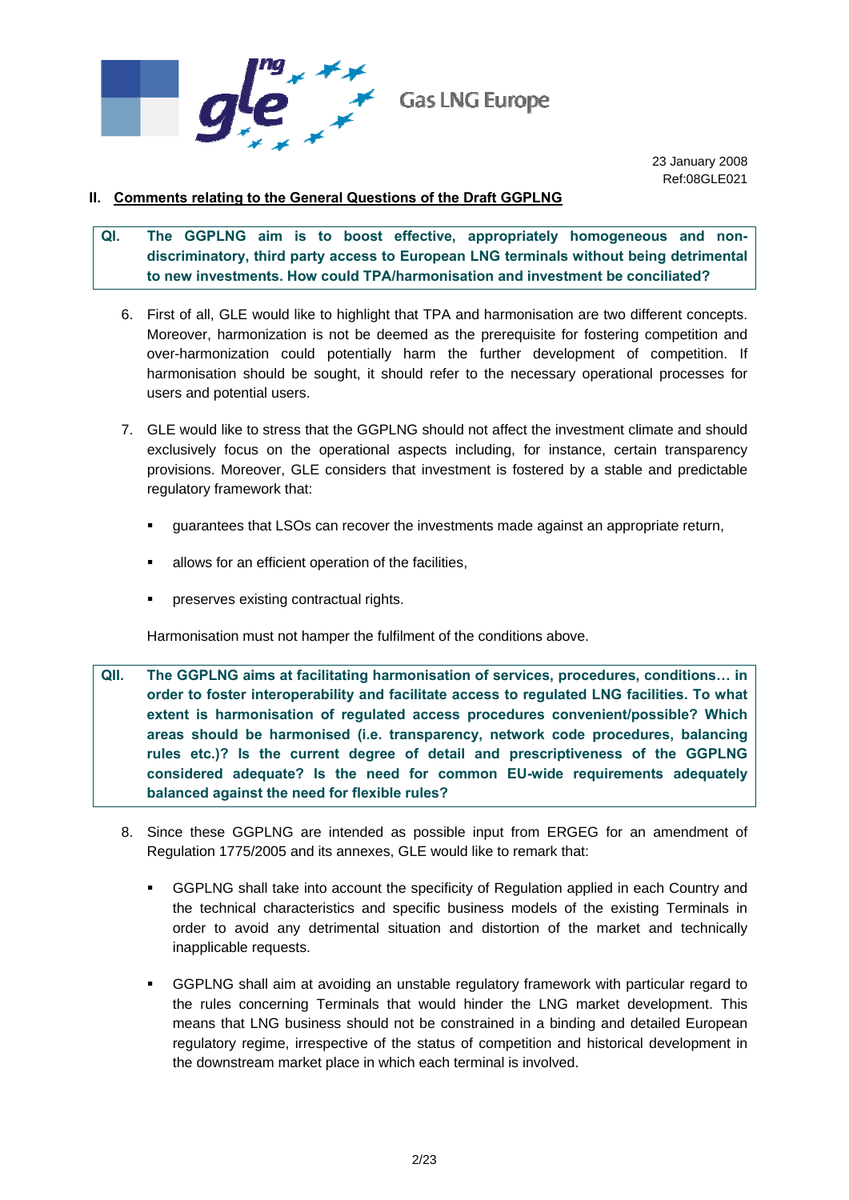Gas LNG Europe

23 January 2008
Ref:08GLE021

## II. Comments relating to the General Questions of the Draft GGPLNG

**QI. The GGPLNG aim is to boost effective, appropriately homogeneous and non-discriminatory, third party access to European LNG terminals without being detrimental to new investments. How could TPA/harmonisation and investment be conciliated?**

6. First of all, GLE would like to highlight that TPA and harmonisation are two different concepts. Moreover, harmonization is not be deemed as the prerequisite for fostering competition and over-harmonization could potentially harm the further development of competition. If harmonisation should be sought, it should refer to the necessary operational processes for users and potential users.

7. GLE would like to stress that the GGPLNG should not affect the investment climate and should exclusively focus on the operational aspects including, for instance, certain transparency provisions. Moreover, GLE considers that investment is fostered by a stable and predictable regulatory framework that:

   - guarantees that LSOs can recover the investments made against an appropriate return,
   - allows for an efficient operation of the facilities,
   - preserves existing contractual rights.

   Harmonisation must not hamper the fulfilment of the conditions above.

**QII. The GGPLNG aims at facilitating harmonisation of services, procedures, conditions… in order to foster interoperability and facilitate access to regulated LNG facilities. To what extent is harmonisation of regulated access procedures convenient/possible? Which areas should be harmonised (i.e. transparency, network code procedures, balancing rules etc.)? Is the current degree of detail and prescriptiveness of the GGPLNG considered adequate? Is the need for common EU-wide requirements adequately balanced against the need for flexible rules?**

8. Since these GGPLNG are intended as possible input from ERGEG for an amendment of Regulation 1775/2005 and its annexes, GLE would like to remark that:

   - GGPLNG shall take into account the specificity of Regulation applied in each Country and the technical characteristics and specific business models of the existing Terminals in order to avoid any detrimental situation and distortion of the market and technically inapplicable requests.
   - GGPLNG shall aim at avoiding an unstable regulatory framework with particular regard to the rules concerning Terminals that would hinder the LNG market development. This means that LNG business should not be constrained in a binding and detailed European regulatory regime, irrespective of the status of competition and historical development in the downstream market place in which each terminal is involved.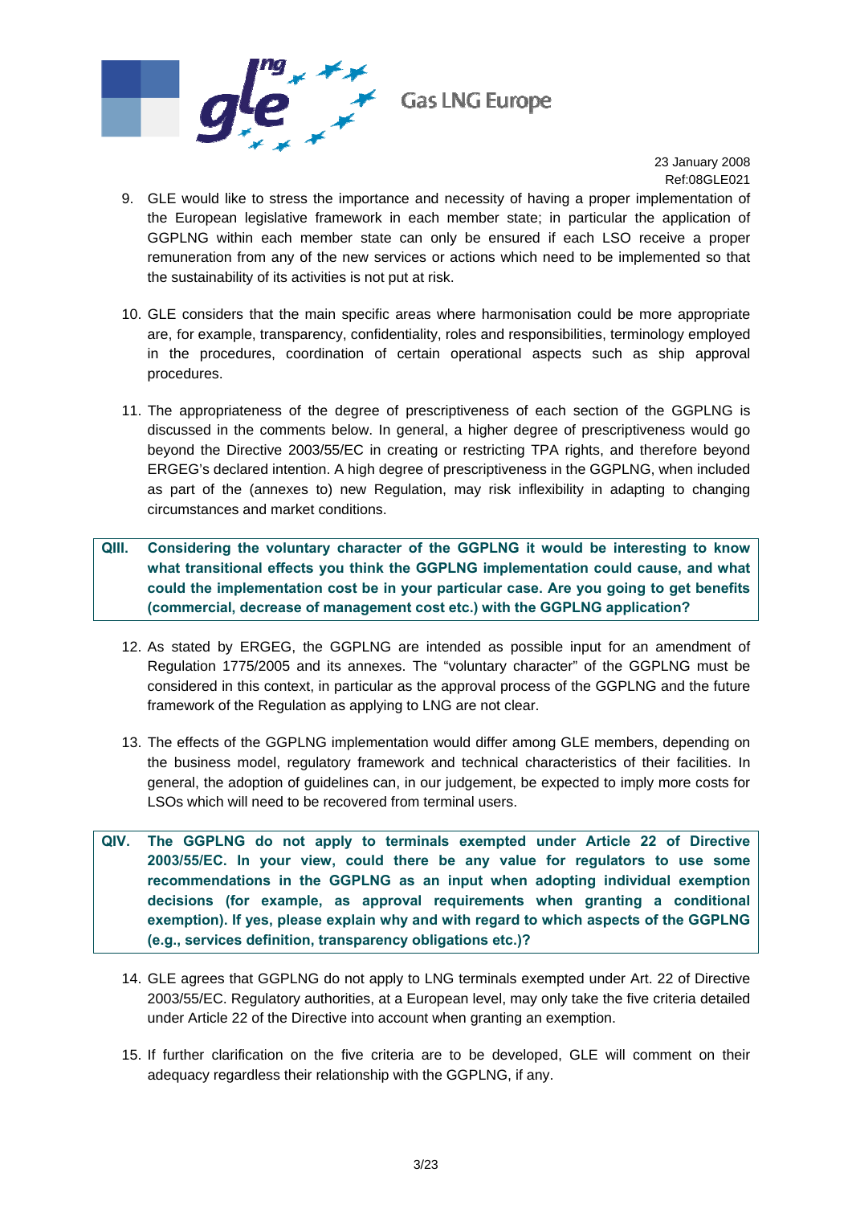9. GLE would like to stress the importance and necessity of having a proper implementation of the European legislative framework in each member state; in particular the application of GGPLNG within each member state can only be ensured if each LSO receive a proper remuneration from any of the new services or actions which need to be implemented so that the sustainability of its activities is not put at risk.

10. GLE considers that the main specific areas where harmonisation could be more appropriate are, for example, transparency, confidentiality, roles and responsibilities, terminology employed in the procedures, coordination of certain operational aspects such as ship approval procedures.

11. The appropriateness of the degree of prescriptiveness of each section of the GGPLNG is discussed in the comments below. In general, a higher degree of prescriptiveness would go beyond the Directive 2003/55/EC in creating or restricting TPA rights, and therefore beyond ERGEG's declared intention. A high degree of prescriptiveness in the GGPLNG, when included as part of the (annexes to) new Regulation, may risk inflexibility in adapting to changing circumstances and market conditions.

**QIII. Considering the voluntary character of the GGPLNG it would be interesting to know what transitional effects you think the GGPLNG implementation could cause, and what could the implementation cost be in your particular case. Are you going to get benefits (commercial, decrease of management cost etc.) with the GGPLNG application?**

12. As stated by ERGEG, the GGPLNG are intended as possible input for an amendment of Regulation 1775/2005 and its annexes. The "voluntary character" of the GGPLNG must be considered in this context, in particular as the approval process of the GGPLNG and the future framework of the Regulation as applying to LNG are not clear.

13. The effects of the GGPLNG implementation would differ among GLE members, depending on the business model, regulatory framework and technical characteristics of their facilities. In general, the adoption of guidelines can, in our judgement, be expected to imply more costs for LSOs which will need to be recovered from terminal users.

**QIV. The GGPLNG do not apply to terminals exempted under Article 22 of Directive 2003/55/EC. In your view, could there be any value for regulators to use some recommendations in the GGPLNG as an input when adopting individual exemption decisions (for example, as approval requirements when granting a conditional exemption). If yes, please explain why and with regard to which aspects of the GGPLNG (e.g., services definition, transparency obligations etc.)?**

14. GLE agrees that GGPLNG do not apply to LNG terminals exempted under Art. 22 of Directive 2003/55/EC. Regulatory authorities, at a European level, may only take the five criteria detailed under Article 22 of the Directive into account when granting an exemption.

15. If further clarification on the five criteria are to be developed, GLE will comment on their adequacy regardless their relationship with the GGPLNG, if any.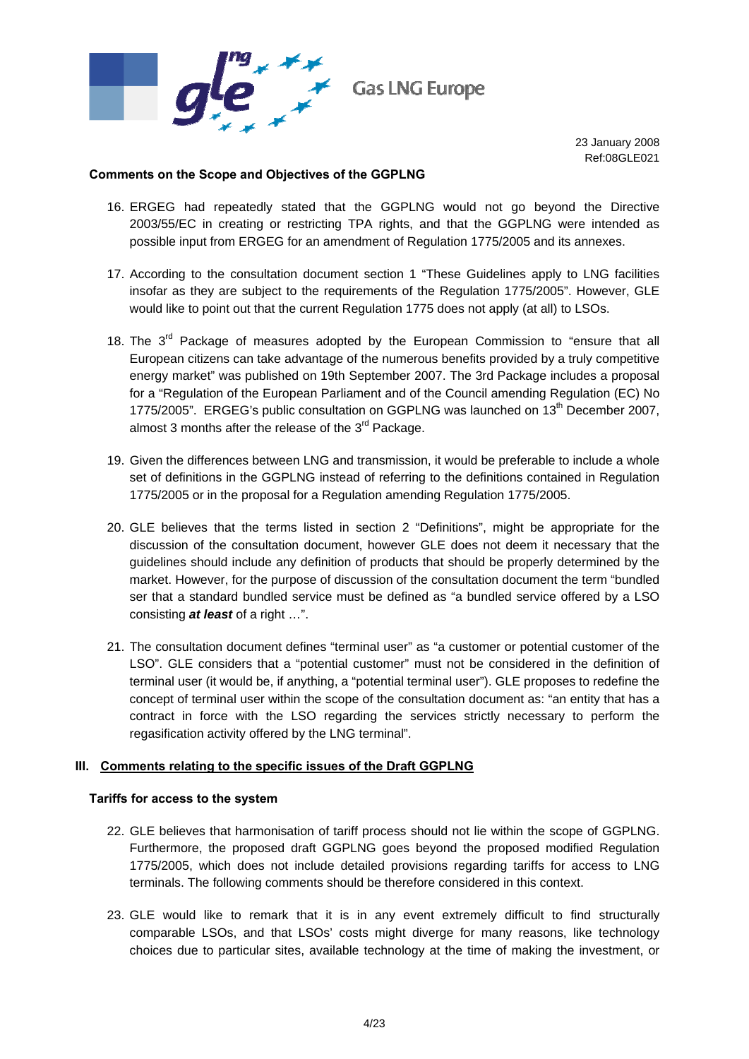23 January 2008
Ref:08GLE021

**Comments on the Scope and Objectives of the GGPLNG**

16. ERGEG had repeatedly stated that the GGPLNG would not go beyond the Directive 2003/55/EC in creating or restricting TPA rights, and that the GGPLNG were intended as possible input from ERGEG for an amendment of Regulation 1775/2005 and its annexes.

17. According to the consultation document section 1 “These Guidelines apply to LNG facilities insofar as they are subject to the requirements of the Regulation 1775/2005”. However, GLE would like to point out that the current Regulation 1775 does not apply (at all) to LSOs.

18. The 3rd Package of measures adopted by the European Commission to “ensure that all European citizens can take advantage of the numerous benefits provided by a truly competitive energy market” was published on 19th September 2007. The 3rd Package includes a proposal for a “Regulation of the European Parliament and of the Council amending Regulation (EC) No 1775/2005”. ERGEG’s public consultation on GGPLNG was launched on 13th December 2007, almost 3 months after the release of the 3rd Package.

19. Given the differences between LNG and transmission, it would be preferable to include a whole set of definitions in the GGPLNG instead of referring to the definitions contained in Regulation 1775/2005 or in the proposal for a Regulation amending Regulation 1775/2005.

20. GLE believes that the terms listed in section 2 “Definitions”, might be appropriate for the discussion of the consultation document, however GLE does not deem it necessary that the guidelines should include any definition of products that should be properly determined by the market. However, for the purpose of discussion of the consultation document the term “bundled ser that a standard bundled service must be defined as “a bundled service offered by a LSO consisting ***at least*** of a right …”.

21. The consultation document defines “terminal user” as “a customer or potential customer of the LSO”. GLE considers that a “potential customer” must not be considered in the definition of terminal user (it would be, if anything, a “potential terminal user”). GLE proposes to redefine the concept of terminal user within the scope of the consultation document as: “an entity that has a contract in force with the LSO regarding the services strictly necessary to perform the regasification activity offered by the LNG terminal”.

## III. Comments relating to the specific issues of the Draft GGPLNG

**Tariffs for access to the system**

22. GLE believes that harmonisation of tariff process should not lie within the scope of GGPLNG. Furthermore, the proposed draft GGPLNG goes beyond the proposed modified Regulation 1775/2005, which does not include detailed provisions regarding tariffs for access to LNG terminals. The following comments should be therefore considered in this context.

23. GLE would like to remark that it is in any event extremely difficult to find structurally comparable LSOs, and that LSOs’ costs might diverge for many reasons, like technology choices due to particular sites, available technology at the time of making the investment, or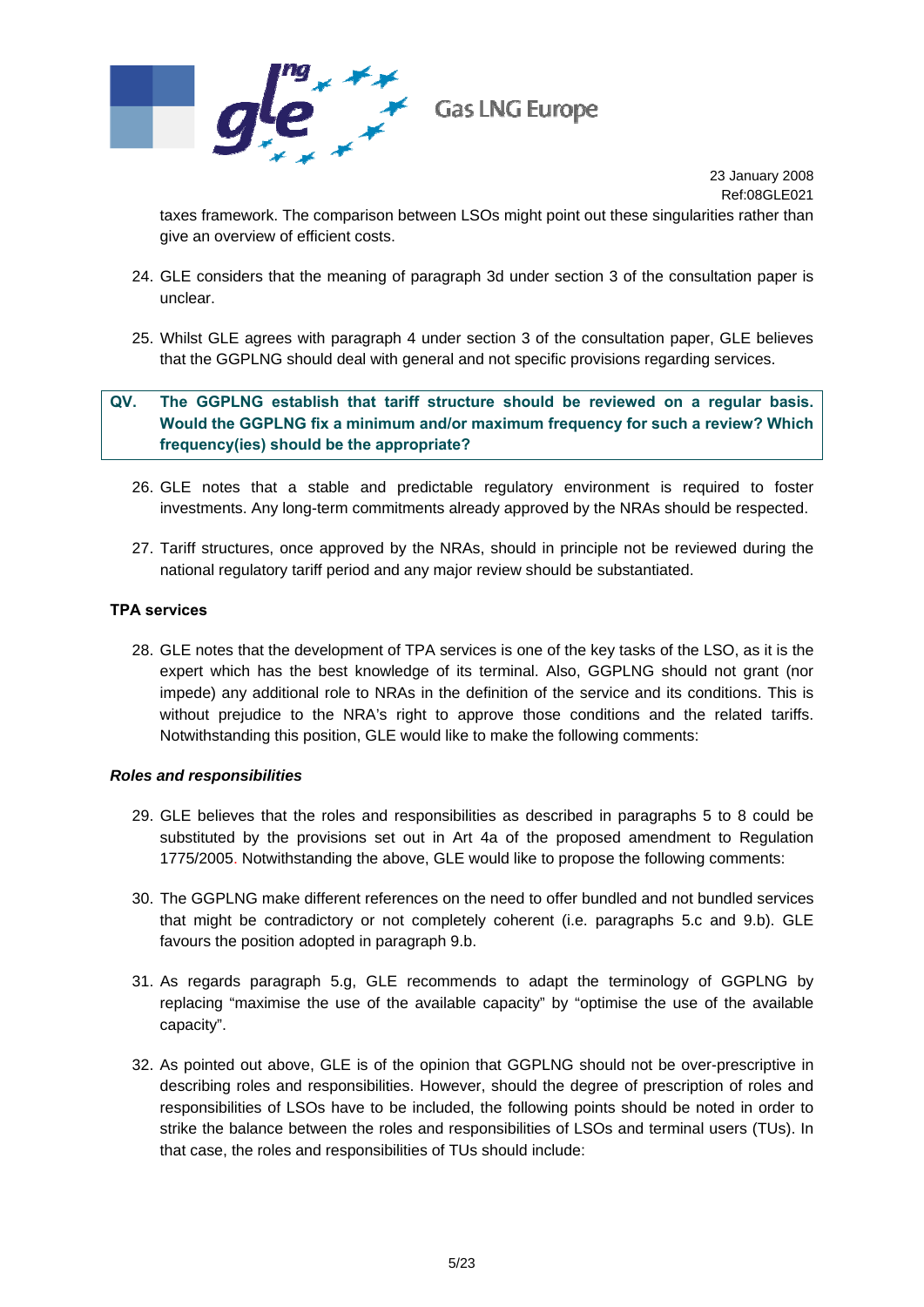taxes framework. The comparison between LSOs might point out these singularities rather than give an overview of efficient costs.

24. GLE considers that the meaning of paragraph 3d under section 3 of the consultation paper is unclear.

25. Whilst GLE agrees with paragraph 4 under section 3 of the consultation paper, GLE believes that the GGPLNG should deal with general and not specific provisions regarding services.

**QV. The GGPLNG establish that tariff structure should be reviewed on a regular basis. Would the GGPLNG fix a minimum and/or maximum frequency for such a review? Which frequency(ies) should be the appropriate?**

26. GLE notes that a stable and predictable regulatory environment is required to foster investments. Any long-term commitments already approved by the NRAs should be respected.

27. Tariff structures, once approved by the NRAs, should in principle not be reviewed during the national regulatory tariff period and any major review should be substantiated.

**TPA services**

28. GLE notes that the development of TPA services is one of the key tasks of the LSO, as it is the expert which has the best knowledge of its terminal. Also, GGPLNG should not grant (nor impede) any additional role to NRAs in the definition of the service and its conditions. This is without prejudice to the NRA's right to approve those conditions and the related tariffs. Notwithstanding this position, GLE would like to make the following comments:

***Roles and responsibilities***

29. GLE believes that the roles and responsibilities as described in paragraphs 5 to 8 could be substituted by the provisions set out in Art 4a of the proposed amendment to Regulation 1775/2005. Notwithstanding the above, GLE would like to propose the following comments:

30. The GGPLNG make different references on the need to offer bundled and not bundled services that might be contradictory or not completely coherent (i.e. paragraphs 5.c and 9.b). GLE favours the position adopted in paragraph 9.b.

31. As regards paragraph 5.g, GLE recommends to adapt the terminology of GGPLNG by replacing "maximise the use of the available capacity" by "optimise the use of the available capacity".

32. As pointed out above, GLE is of the opinion that GGPLNG should not be over-prescriptive in describing roles and responsibilities. However, should the degree of prescription of roles and responsibilities of LSOs have to be included, the following points should be noted in order to strike the balance between the roles and responsibilities of LSOs and terminal users (TUs). In that case, the roles and responsibilities of TUs should include: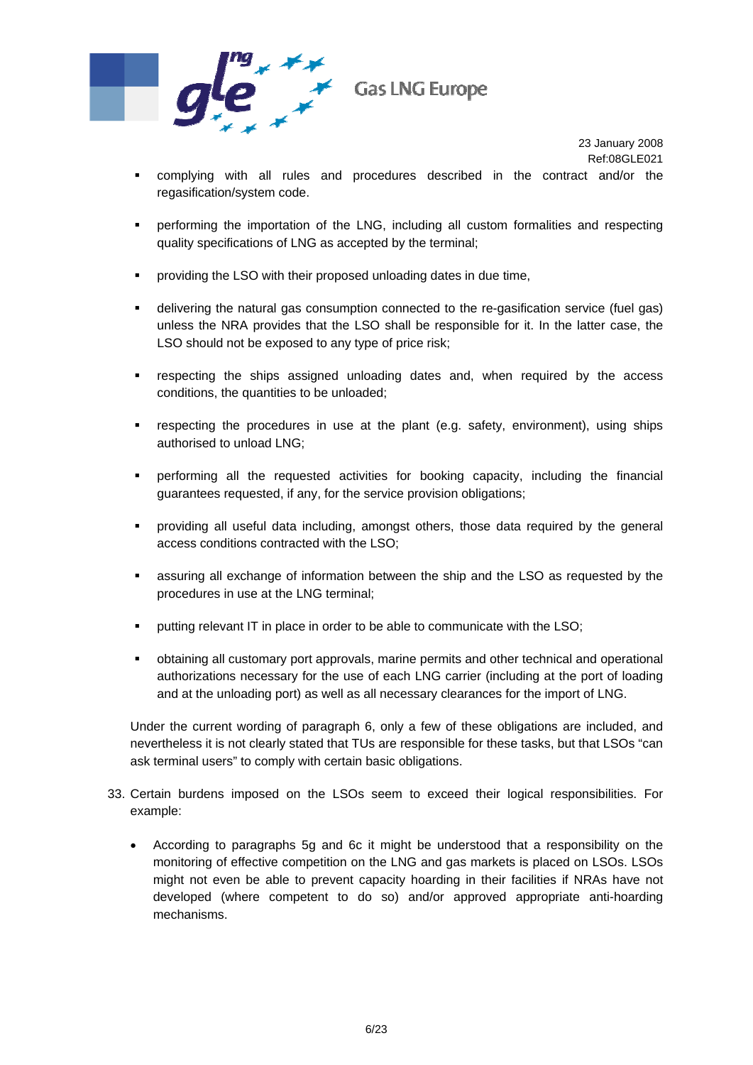- complying with all rules and procedures described in the contract and/or the regasification/system code.

- performing the importation of the LNG, including all custom formalities and respecting quality specifications of LNG as accepted by the terminal;

- providing the LSO with their proposed unloading dates in due time,

- delivering the natural gas consumption connected to the re-gasification service (fuel gas) unless the NRA provides that the LSO shall be responsible for it. In the latter case, the LSO should not be exposed to any type of price risk;

- respecting the ships assigned unloading dates and, when required by the access conditions, the quantities to be unloaded;

- respecting the procedures in use at the plant (e.g. safety, environment), using ships authorised to unload LNG;

- performing all the requested activities for booking capacity, including the financial guarantees requested, if any, for the service provision obligations;

- providing all useful data including, amongst others, those data required by the general access conditions contracted with the LSO;

- assuring all exchange of information between the ship and the LSO as requested by the procedures in use at the LNG terminal;

- putting relevant IT in place in order to be able to communicate with the LSO;

- obtaining all customary port approvals, marine permits and other technical and operational authorizations necessary for the use of each LNG carrier (including at the port of loading and at the unloading port) as well as all necessary clearances for the import of LNG.

Under the current wording of paragraph 6, only a few of these obligations are included, and nevertheless it is not clearly stated that TUs are responsible for these tasks, but that LSOs "can ask terminal users" to comply with certain basic obligations.

33. Certain burdens imposed on the LSOs seem to exceed their logical responsibilities. For example:

    - According to paragraphs 5g and 6c it might be understood that a responsibility on the monitoring of effective competition on the LNG and gas markets is placed on LSOs. LSOs might not even be able to prevent capacity hoarding in their facilities if NRAs have not developed (where competent to do so) and/or approved appropriate anti-hoarding mechanisms.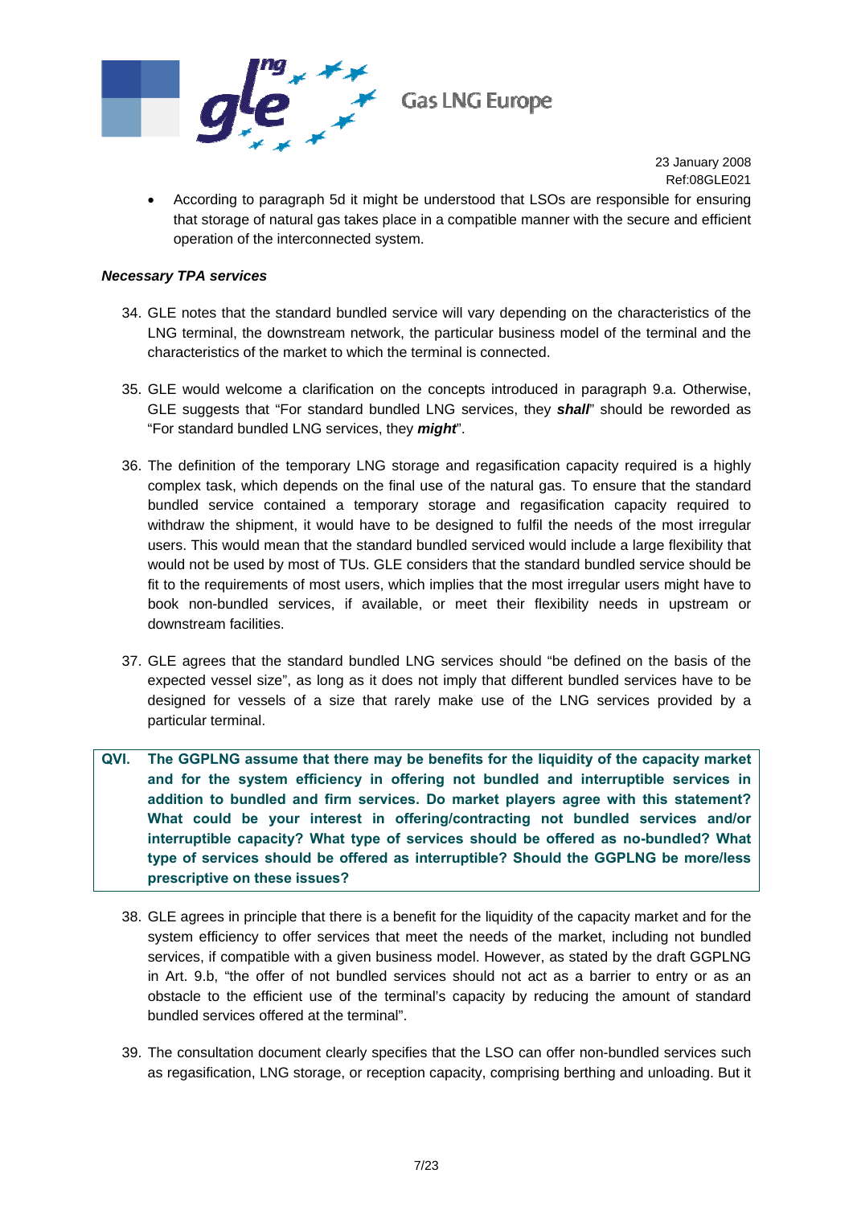- According to paragraph 5d it might be understood that LSOs are responsible for ensuring that storage of natural gas takes place in a compatible manner with the secure and efficient operation of the interconnected system.

***Necessary TPA services***

34. GLE notes that the standard bundled service will vary depending on the characteristics of the LNG terminal, the downstream network, the particular business model of the terminal and the characteristics of the market to which the terminal is connected.

35. GLE would welcome a clarification on the concepts introduced in paragraph 9.a. Otherwise, GLE suggests that "For standard bundled LNG services, they ***shall***" should be reworded as "For standard bundled LNG services, they ***might***".

36. The definition of the temporary LNG storage and regasification capacity required is a highly complex task, which depends on the final use of the natural gas. To ensure that the standard bundled service contained a temporary storage and regasification capacity required to withdraw the shipment, it would have to be designed to fulfil the needs of the most irregular users. This would mean that the standard bundled serviced would include a large flexibility that would not be used by most of TUs. GLE considers that the standard bundled service should be fit to the requirements of most users, which implies that the most irregular users might have to book non-bundled services, if available, or meet their flexibility needs in upstream or downstream facilities.

37. GLE agrees that the standard bundled LNG services should "be defined on the basis of the expected vessel size", as long as it does not imply that different bundled services have to be designed for vessels of a size that rarely make use of the LNG services provided by a particular terminal.

**QVI. The GGPLNG assume that there may be benefits for the liquidity of the capacity market and for the system efficiency in offering not bundled and interruptible services in addition to bundled and firm services. Do market players agree with this statement? What could be your interest in offering/contracting not bundled services and/or interruptible capacity? What type of services should be offered as no-bundled? What type of services should be offered as interruptible? Should the GGPLNG be more/less prescriptive on these issues?**

38. GLE agrees in principle that there is a benefit for the liquidity of the capacity market and for the system efficiency to offer services that meet the needs of the market, including not bundled services, if compatible with a given business model. However, as stated by the draft GGPLNG in Art. 9.b, "the offer of not bundled services should not act as a barrier to entry or as an obstacle to the efficient use of the terminal's capacity by reducing the amount of standard bundled services offered at the terminal".

39. The consultation document clearly specifies that the LSO can offer non-bundled services such as regasification, LNG storage, or reception capacity, comprising berthing and unloading. But it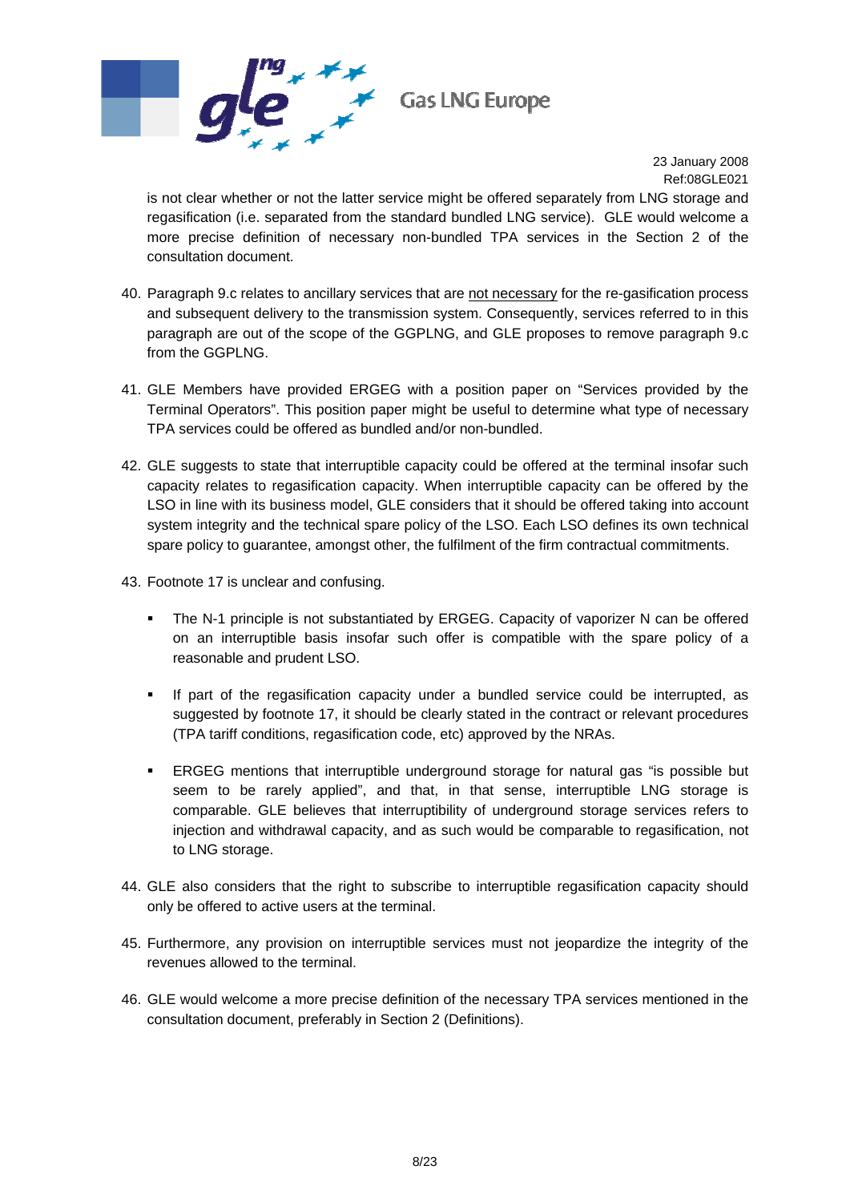is not clear whether or not the latter service might be offered separately from LNG storage and regasification (i.e. separated from the standard bundled LNG service). GLE would welcome a more precise definition of necessary non-bundled TPA services in the Section 2 of the consultation document.

40. Paragraph 9.c relates to ancillary services that are not necessary for the re-gasification process and subsequent delivery to the transmission system. Consequently, services referred to in this paragraph are out of the scope of the GGPLNG, and GLE proposes to remove paragraph 9.c from the GGPLNG.

41. GLE Members have provided ERGEG with a position paper on "Services provided by the Terminal Operators". This position paper might be useful to determine what type of necessary TPA services could be offered as bundled and/or non-bundled.

42. GLE suggests to state that interruptible capacity could be offered at the terminal insofar such capacity relates to regasification capacity. When interruptible capacity can be offered by the LSO in line with its business model, GLE considers that it should be offered taking into account system integrity and the technical spare policy of the LSO. Each LSO defines its own technical spare policy to guarantee, amongst other, the fulfilment of the firm contractual commitments.

43. Footnote 17 is unclear and confusing.

    - The N-1 principle is not substantiated by ERGEG. Capacity of vaporizer N can be offered on an interruptible basis insofar such offer is compatible with the spare policy of a reasonable and prudent LSO.

    - If part of the regasification capacity under a bundled service could be interrupted, as suggested by footnote 17, it should be clearly stated in the contract or relevant procedures (TPA tariff conditions, regasification code, etc) approved by the NRAs.

    - ERGEG mentions that interruptible underground storage for natural gas "is possible but seem to be rarely applied", and that, in that sense, interruptible LNG storage is comparable. GLE believes that interruptibility of underground storage services refers to injection and withdrawal capacity, and as such would be comparable to regasification, not to LNG storage.

44. GLE also considers that the right to subscribe to interruptible regasification capacity should only be offered to active users at the terminal.

45. Furthermore, any provision on interruptible services must not jeopardize the integrity of the revenues allowed to the terminal.

46. GLE would welcome a more precise definition of the necessary TPA services mentioned in the consultation document, preferably in Section 2 (Definitions).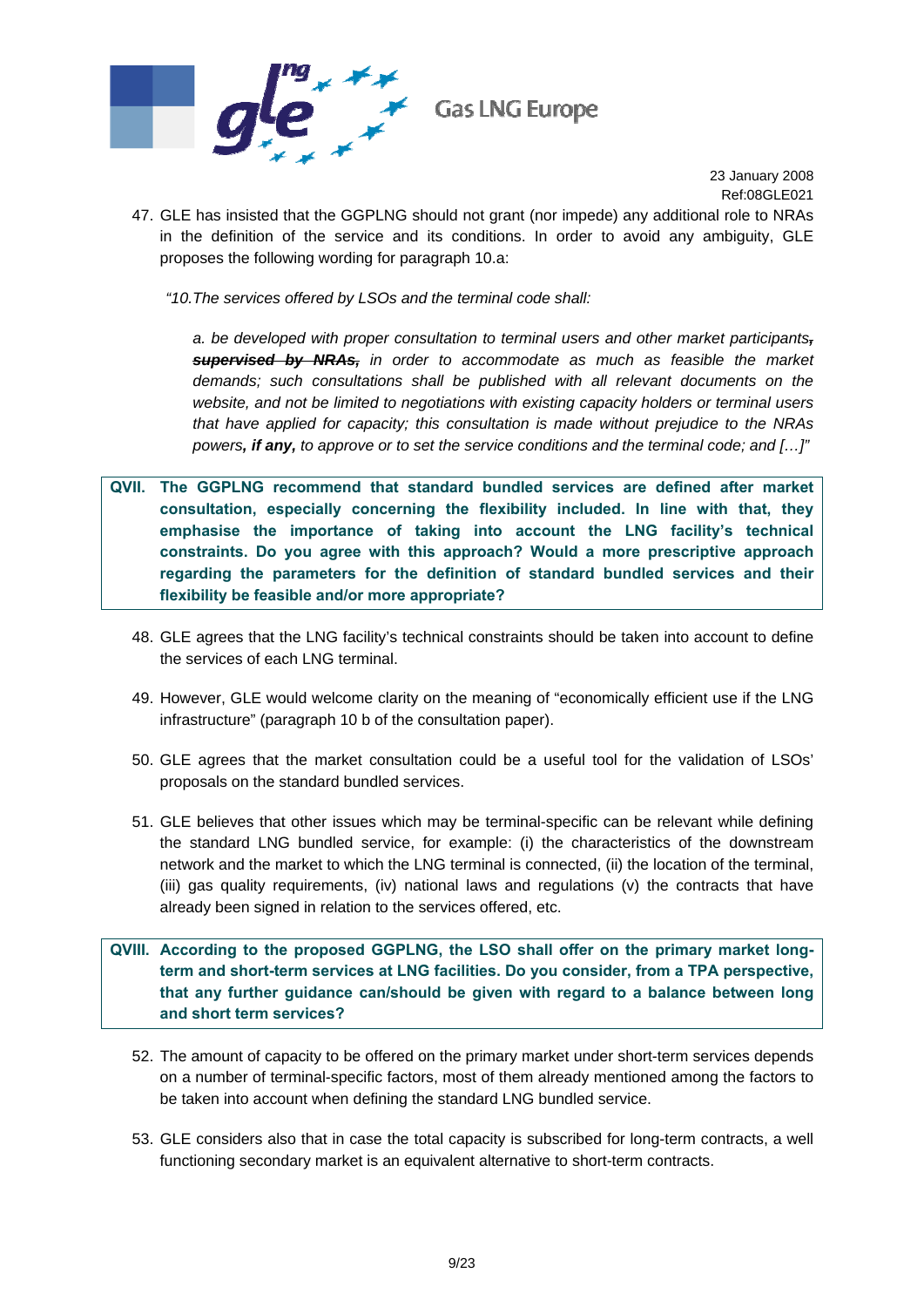47. GLE has insisted that the GGPLNG should not grant (nor impede) any additional role to NRAs in the definition of the service and its conditions. In order to avoid any ambiguity, GLE proposes the following wording for paragraph 10.a:

   *"10.The services offered by LSOs and the terminal code shall:*

   *a. be developed with proper consultation to terminal users and other market participants~~, **supervised by NRAs,**~~ in order to accommodate as much as feasible the market demands; such consultations shall be published with all relevant documents on the website, and not be limited to negotiations with existing capacity holders or terminal users that have applied for capacity; this consultation is made without prejudice to the NRAs powers**, if any,** to approve or to set the service conditions and the terminal code; and […]"*

**QVII. The GGPLNG recommend that standard bundled services are defined after market consultation, especially concerning the flexibility included. In line with that, they emphasise the importance of taking into account the LNG facility's technical constraints. Do you agree with this approach? Would a more prescriptive approach regarding the parameters for the definition of standard bundled services and their flexibility be feasible and/or more appropriate?**

48. GLE agrees that the LNG facility's technical constraints should be taken into account to define the services of each LNG terminal.

49. However, GLE would welcome clarity on the meaning of "economically efficient use if the LNG infrastructure" (paragraph 10 b of the consultation paper).

50. GLE agrees that the market consultation could be a useful tool for the validation of LSOs' proposals on the standard bundled services.

51. GLE believes that other issues which may be terminal-specific can be relevant while defining the standard LNG bundled service, for example: (i) the characteristics of the downstream network and the market to which the LNG terminal is connected, (ii) the location of the terminal, (iii) gas quality requirements, (iv) national laws and regulations (v) the contracts that have already been signed in relation to the services offered, etc.

**QVIII. According to the proposed GGPLNG, the LSO shall offer on the primary market long-term and short-term services at LNG facilities. Do you consider, from a TPA perspective, that any further guidance can/should be given with regard to a balance between long and short term services?**

52. The amount of capacity to be offered on the primary market under short-term services depends on a number of terminal-specific factors, most of them already mentioned among the factors to be taken into account when defining the standard LNG bundled service.

53. GLE considers also that in case the total capacity is subscribed for long-term contracts, a well functioning secondary market is an equivalent alternative to short-term contracts.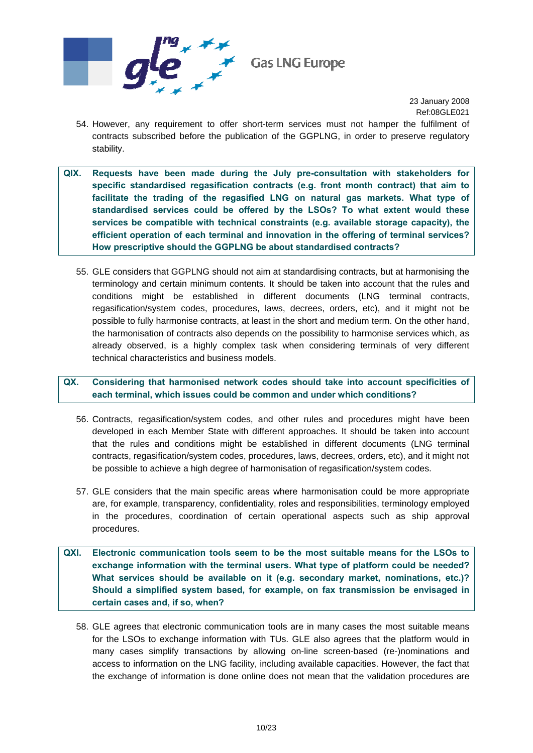54. However, any requirement to offer short-term services must not hamper the fulfilment of contracts subscribed before the publication of the GGPLNG, in order to preserve regulatory stability.

**QIX. Requests have been made during the July pre-consultation with stakeholders for specific standardised regasification contracts (e.g. front month contract) that aim to facilitate the trading of the regasified LNG on natural gas markets. What type of standardised services could be offered by the LSOs? To what extent would these services be compatible with technical constraints (e.g. available storage capacity), the efficient operation of each terminal and innovation in the offering of terminal services? How prescriptive should the GGPLNG be about standardised contracts?**

55. GLE considers that GGPLNG should not aim at standardising contracts, but at harmonising the terminology and certain minimum contents. It should be taken into account that the rules and conditions might be established in different documents (LNG terminal contracts, regasification/system codes, procedures, laws, decrees, orders, etc), and it might not be possible to fully harmonise contracts, at least in the short and medium term. On the other hand, the harmonisation of contracts also depends on the possibility to harmonise services which, as already observed, is a highly complex task when considering terminals of very different technical characteristics and business models.

**QX. Considering that harmonised network codes should take into account specificities of each terminal, which issues could be common and under which conditions?**

56. Contracts, regasification/system codes, and other rules and procedures might have been developed in each Member State with different approaches. It should be taken into account that the rules and conditions might be established in different documents (LNG terminal contracts, regasification/system codes, procedures, laws, decrees, orders, etc), and it might not be possible to achieve a high degree of harmonisation of regasification/system codes.

57. GLE considers that the main specific areas where harmonisation could be more appropriate are, for example, transparency, confidentiality, roles and responsibilities, terminology employed in the procedures, coordination of certain operational aspects such as ship approval procedures.

**QXI. Electronic communication tools seem to be the most suitable means for the LSOs to exchange information with the terminal users. What type of platform could be needed? What services should be available on it (e.g. secondary market, nominations, etc.)? Should a simplified system based, for example, on fax transmission be envisaged in certain cases and, if so, when?**

58. GLE agrees that electronic communication tools are in many cases the most suitable means for the LSOs to exchange information with TUs. GLE also agrees that the platform would in many cases simplify transactions by allowing on-line screen-based (re-)nominations and access to information on the LNG facility, including available capacities. However, the fact that the exchange of information is done online does not mean that the validation procedures are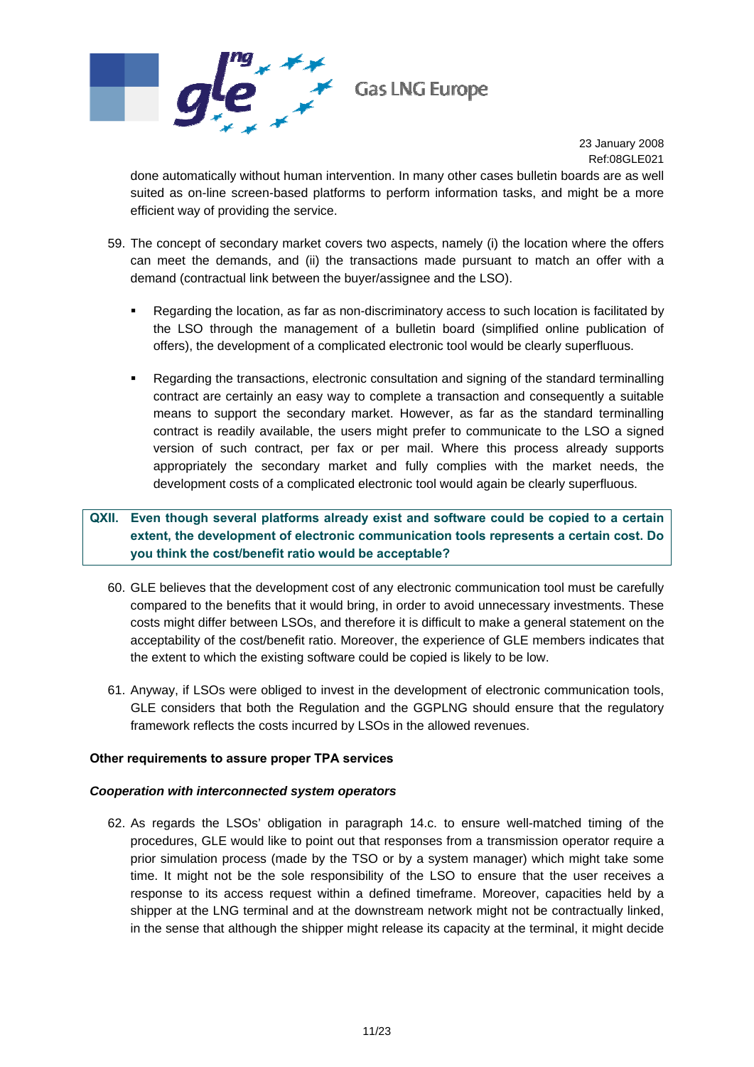done automatically without human intervention. In many other cases bulletin boards are as well suited as on-line screen-based platforms to perform information tasks, and might be a more efficient way of providing the service.

59. The concept of secondary market covers two aspects, namely (i) the location where the offers can meet the demands, and (ii) the transactions made pursuant to match an offer with a demand (contractual link between the buyer/assignee and the LSO).

    - Regarding the location, as far as non-discriminatory access to such location is facilitated by the LSO through the management of a bulletin board (simplified online publication of offers), the development of a complicated electronic tool would be clearly superfluous.

    - Regarding the transactions, electronic consultation and signing of the standard terminalling contract are certainly an easy way to complete a transaction and consequently a suitable means to support the secondary market. However, as far as the standard terminalling contract is readily available, the users might prefer to communicate to the LSO a signed version of such contract, per fax or per mail. Where this process already supports appropriately the secondary market and fully complies with the market needs, the development costs of a complicated electronic tool would again be clearly superfluous.

**QXII. Even though several platforms already exist and software could be copied to a certain extent, the development of electronic communication tools represents a certain cost. Do you think the cost/benefit ratio would be acceptable?**

60. GLE believes that the development cost of any electronic communication tool must be carefully compared to the benefits that it would bring, in order to avoid unnecessary investments. These costs might differ between LSOs, and therefore it is difficult to make a general statement on the acceptability of the cost/benefit ratio. Moreover, the experience of GLE members indicates that the extent to which the existing software could be copied is likely to be low.

61. Anyway, if LSOs were obliged to invest in the development of electronic communication tools, GLE considers that both the Regulation and the GGPLNG should ensure that the regulatory framework reflects the costs incurred by LSOs in the allowed revenues.

**Other requirements to assure proper TPA services**

***Cooperation with interconnected system operators***

62. As regards the LSOs' obligation in paragraph 14.c. to ensure well-matched timing of the procedures, GLE would like to point out that responses from a transmission operator require a prior simulation process (made by the TSO or by a system manager) which might take some time. It might not be the sole responsibility of the LSO to ensure that the user receives a response to its access request within a defined timeframe. Moreover, capacities held by a shipper at the LNG terminal and at the downstream network might not be contractually linked, in the sense that although the shipper might release its capacity at the terminal, it might decide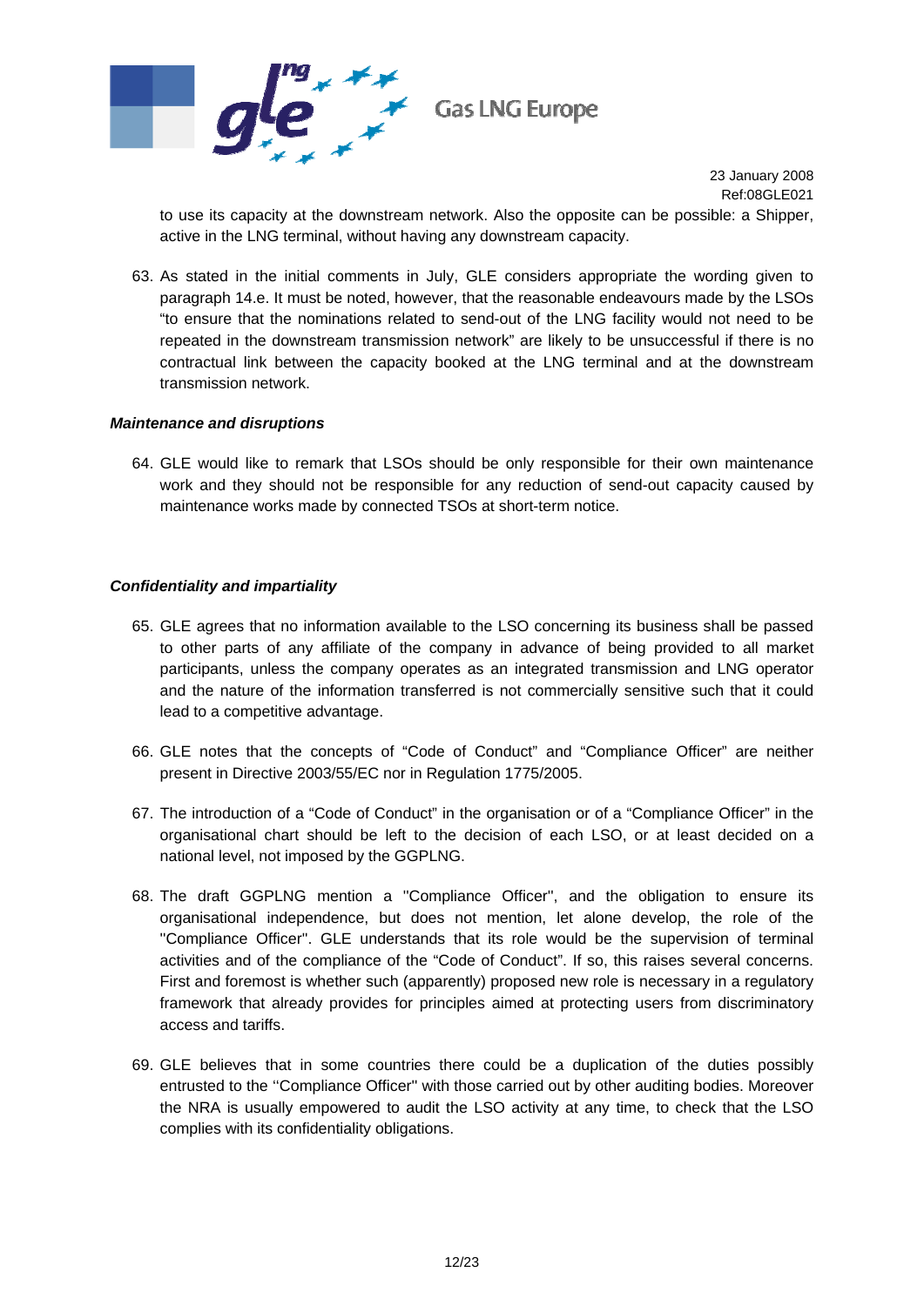to use its capacity at the downstream network. Also the opposite can be possible: a Shipper, active in the LNG terminal, without having any downstream capacity.

63. As stated in the initial comments in July, GLE considers appropriate the wording given to paragraph 14.e. It must be noted, however, that the reasonable endeavours made by the LSOs "to ensure that the nominations related to send-out of the LNG facility would not need to be repeated in the downstream transmission network" are likely to be unsuccessful if there is no contractual link between the capacity booked at the LNG terminal and at the downstream transmission network.

***Maintenance and disruptions***

64. GLE would like to remark that LSOs should be only responsible for their own maintenance work and they should not be responsible for any reduction of send-out capacity caused by maintenance works made by connected TSOs at short-term notice.

***Confidentiality and impartiality***

65. GLE agrees that no information available to the LSO concerning its business shall be passed to other parts of any affiliate of the company in advance of being provided to all market participants, unless the company operates as an integrated transmission and LNG operator and the nature of the information transferred is not commercially sensitive such that it could lead to a competitive advantage.

66. GLE notes that the concepts of "Code of Conduct" and "Compliance Officer" are neither present in Directive 2003/55/EC nor in Regulation 1775/2005.

67. The introduction of a "Code of Conduct" in the organisation or of a "Compliance Officer" in the organisational chart should be left to the decision of each LSO, or at least decided on a national level, not imposed by the GGPLNG.

68. The draft GGPLNG mention a "Compliance Officer", and the obligation to ensure its organisational independence, but does not mention, let alone develop, the role of the "Compliance Officer". GLE understands that its role would be the supervision of terminal activities and of the compliance of the "Code of Conduct". If so, this raises several concerns. First and foremost is whether such (apparently) proposed new role is necessary in a regulatory framework that already provides for principles aimed at protecting users from discriminatory access and tariffs.

69. GLE believes that in some countries there could be a duplication of the duties possibly entrusted to the "Compliance Officer" with those carried out by other auditing bodies. Moreover the NRA is usually empowered to audit the LSO activity at any time, to check that the LSO complies with its confidentiality obligations.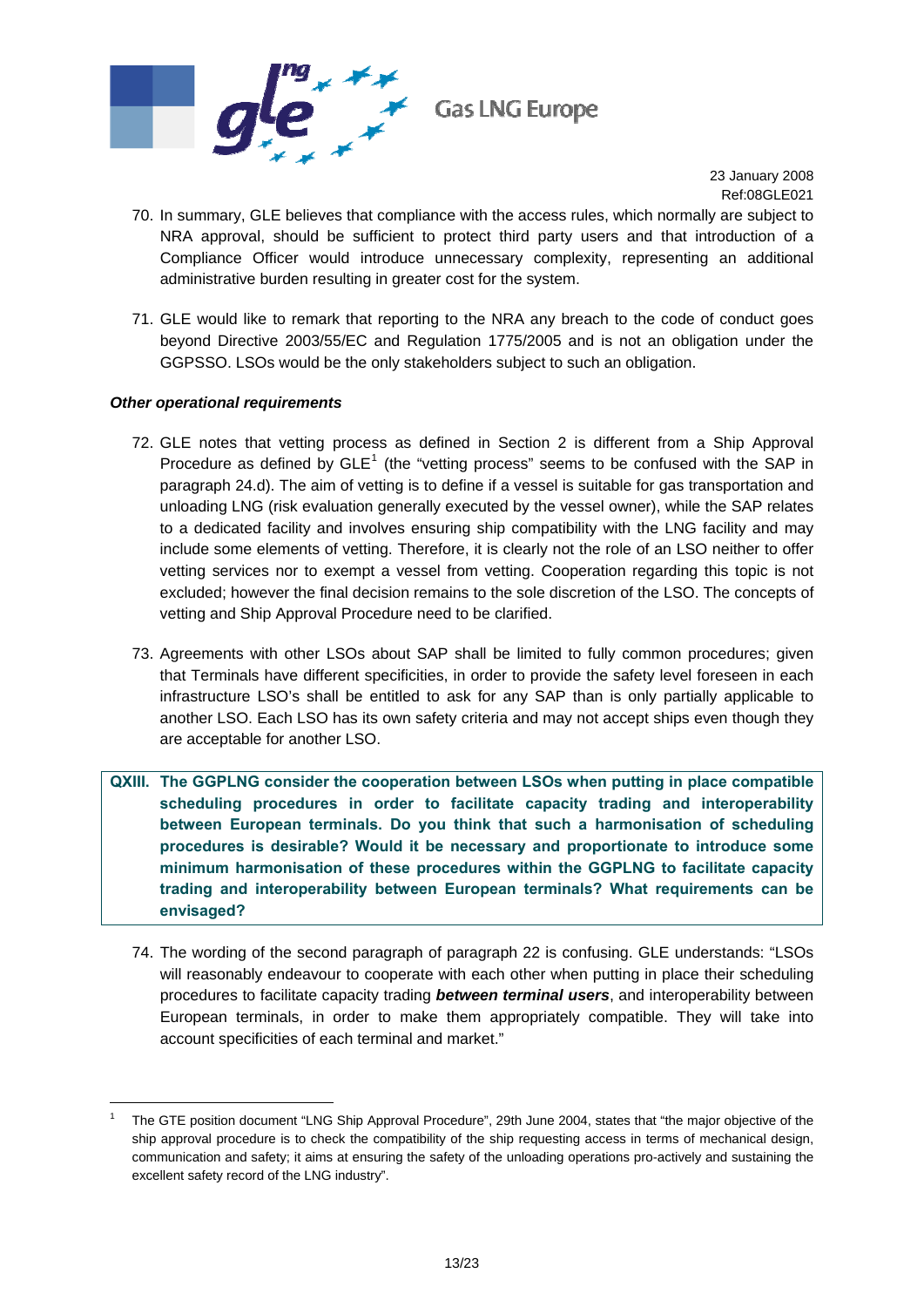70. In summary, GLE believes that compliance with the access rules, which normally are subject to NRA approval, should be sufficient to protect third party users and that introduction of a Compliance Officer would introduce unnecessary complexity, representing an additional administrative burden resulting in greater cost for the system.

71. GLE would like to remark that reporting to the NRA any breach to the code of conduct goes beyond Directive 2003/55/EC and Regulation 1775/2005 and is not an obligation under the GGPSSO. LSOs would be the only stakeholders subject to such an obligation.

***Other operational requirements***

72. GLE notes that vetting process as defined in Section 2 is different from a Ship Approval Procedure as defined by GLE[1] (the "vetting process" seems to be confused with the SAP in paragraph 24.d). The aim of vetting is to define if a vessel is suitable for gas transportation and unloading LNG (risk evaluation generally executed by the vessel owner), while the SAP relates to a dedicated facility and involves ensuring ship compatibility with the LNG facility and may include some elements of vetting. Therefore, it is clearly not the role of an LSO neither to offer vetting services nor to exempt a vessel from vetting. Cooperation regarding this topic is not excluded; however the final decision remains to the sole discretion of the LSO. The concepts of vetting and Ship Approval Procedure need to be clarified.

73. Agreements with other LSOs about SAP shall be limited to fully common procedures; given that Terminals have different specificities, in order to provide the safety level foreseen in each infrastructure LSO's shall be entitled to ask for any SAP than is only partially applicable to another LSO. Each LSO has its own safety criteria and may not accept ships even though they are acceptable for another LSO.

**QXIII. The GGPLNG consider the cooperation between LSOs when putting in place compatible scheduling procedures in order to facilitate capacity trading and interoperability between European terminals. Do you think that such a harmonisation of scheduling procedures is desirable? Would it be necessary and proportionate to introduce some minimum harmonisation of these procedures within the GGPLNG to facilitate capacity trading and interoperability between European terminals? What requirements can be envisaged?**

74. The wording of the second paragraph of paragraph 22 is confusing. GLE understands: "LSOs will reasonably endeavour to cooperate with each other when putting in place their scheduling procedures to facilitate capacity trading ***between terminal users***, and interoperability between European terminals, in order to make them appropriately compatible. They will take into account specificities of each terminal and market."

---

[1] The GTE position document "LNG Ship Approval Procedure", 29th June 2004, states that "the major objective of the ship approval procedure is to check the compatibility of the ship requesting access in terms of mechanical design, communication and safety; it aims at ensuring the safety of the unloading operations pro-actively and sustaining the excellent safety record of the LNG industry".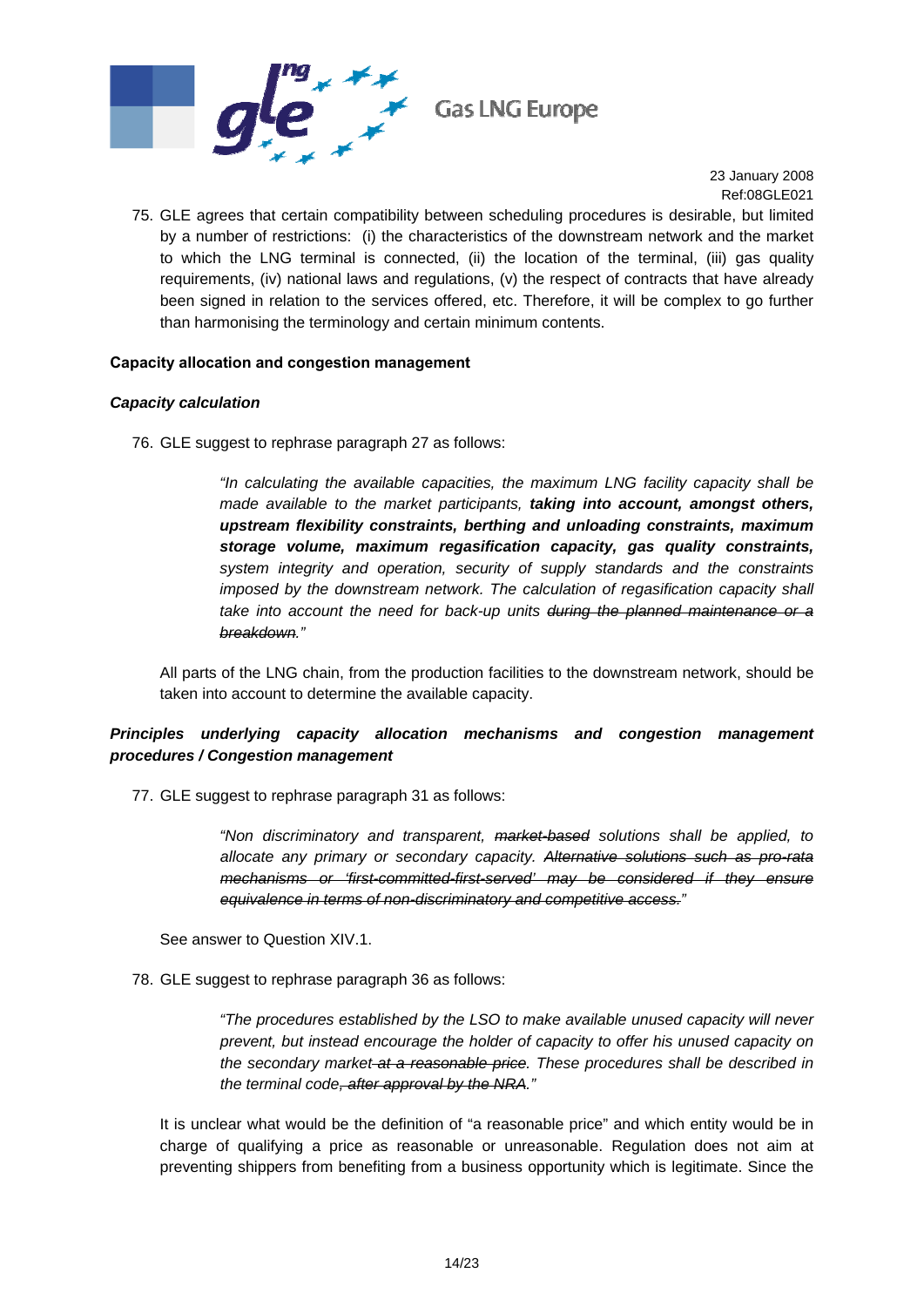75. GLE agrees that certain compatibility between scheduling procedures is desirable, but limited by a number of restrictions: (i) the characteristics of the downstream network and the market to which the LNG terminal is connected, (ii) the location of the terminal, (iii) gas quality requirements, (iv) national laws and regulations, (v) the respect of contracts that have already been signed in relation to the services offered, etc. Therefore, it will be complex to go further than harmonising the terminology and certain minimum contents.

**Capacity allocation and congestion management**

***Capacity calculation***

76. GLE suggest to rephrase paragraph 27 as follows:

> *"In calculating the available capacities, the maximum LNG facility capacity shall be made available to the market participants, **taking into account, amongst others, upstream flexibility constraints, berthing and unloading constraints, maximum storage volume, maximum regasification capacity, gas quality constraints,** system integrity and operation, security of supply standards and the constraints imposed by the downstream network. The calculation of regasification capacity shall take into account the need for back-up units ~~during the planned maintenance or a breakdown~~."*

All parts of the LNG chain, from the production facilities to the downstream network, should be taken into account to determine the available capacity.

***Principles underlying capacity allocation mechanisms and congestion management procedures / Congestion management***

77. GLE suggest to rephrase paragraph 31 as follows:

> *"Non discriminatory and transparent, ~~market-based~~ solutions shall be applied, to allocate any primary or secondary capacity. ~~Alternative solutions such as pro-rata mechanisms or 'first-committed-first-served' may be considered if they ensure equivalence in terms of non-discriminatory and competitive access.~~"*

See answer to Question XIV.1.

78. GLE suggest to rephrase paragraph 36 as follows:

> *"The procedures established by the LSO to make available unused capacity will never prevent, but instead encourage the holder of capacity to offer his unused capacity on the secondary market ~~at a reasonable price~~. These procedures shall be described in the terminal code~~, after approval by the NRA~~."*

It is unclear what would be the definition of "a reasonable price" and which entity would be in charge of qualifying a price as reasonable or unreasonable. Regulation does not aim at preventing shippers from benefiting from a business opportunity which is legitimate. Since the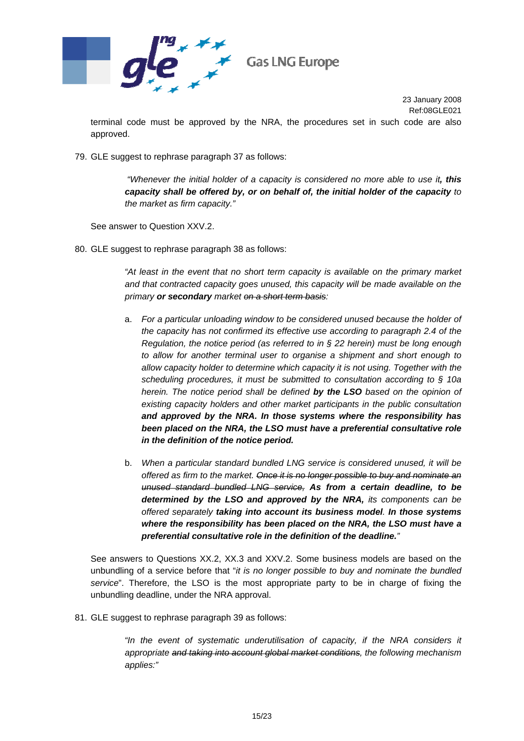terminal code must be approved by the NRA, the procedures set in such code are also approved.

79. GLE suggest to rephrase paragraph 37 as follows:

> *"Whenever the initial holder of a capacity is considered no more able to use it**, this capacity shall be offered by, or on behalf of, the initial holder of the capacity** to the market as firm capacity."*

See answer to Question XXV.2.

80. GLE suggest to rephrase paragraph 38 as follows:

> *"At least in the event that no short term capacity is available on the primary market and that contracted capacity goes unused, this capacity will be made available on the primary **or secondary** market ~~on a short term basis~~:*
>
> a. *For a particular unloading window to be considered unused because the holder of the capacity has not confirmed its effective use according to paragraph 2.4 of the Regulation, the notice period (as referred to in § 22 herein) must be long enough to allow for another terminal user to organise a shipment and short enough to allow capacity holder to determine which capacity it is not using. Together with the scheduling procedures, it must be submitted to consultation according to § 10a herein. The notice period shall be defined **by the LSO** based on the opinion of existing capacity holders and other market participants in the public consultation **and approved by the NRA. In those systems where the responsibility has been placed on the NRA, the LSO must have a preferential consultative role in the definition of the notice period.***
>
> b. *When a particular standard bundled LNG service is considered unused, it will be offered as firm to the market. ~~Once it is no longer possible to buy and nominate an unused standard bundled LNG service,~~ **As from a certain deadline, to be determined by the LSO and approved by the NRA,** its components can be offered separately **taking into account its business model**. **In those systems where the responsibility has been placed on the NRA, the LSO must have a preferential consultative role in the definition of the deadline.**"*

See answers to Questions XX.2, XX.3 and XXV.2. Some business models are based on the unbundling of a service before that "*it is no longer possible to buy and nominate the bundled service*". Therefore, the LSO is the most appropriate party to be in charge of fixing the unbundling deadline, under the NRA approval.

81. GLE suggest to rephrase paragraph 39 as follows:

> *"In the event of systematic underutilisation of capacity, if the NRA considers it appropriate ~~and taking into account global market conditions~~, the following mechanism applies:"*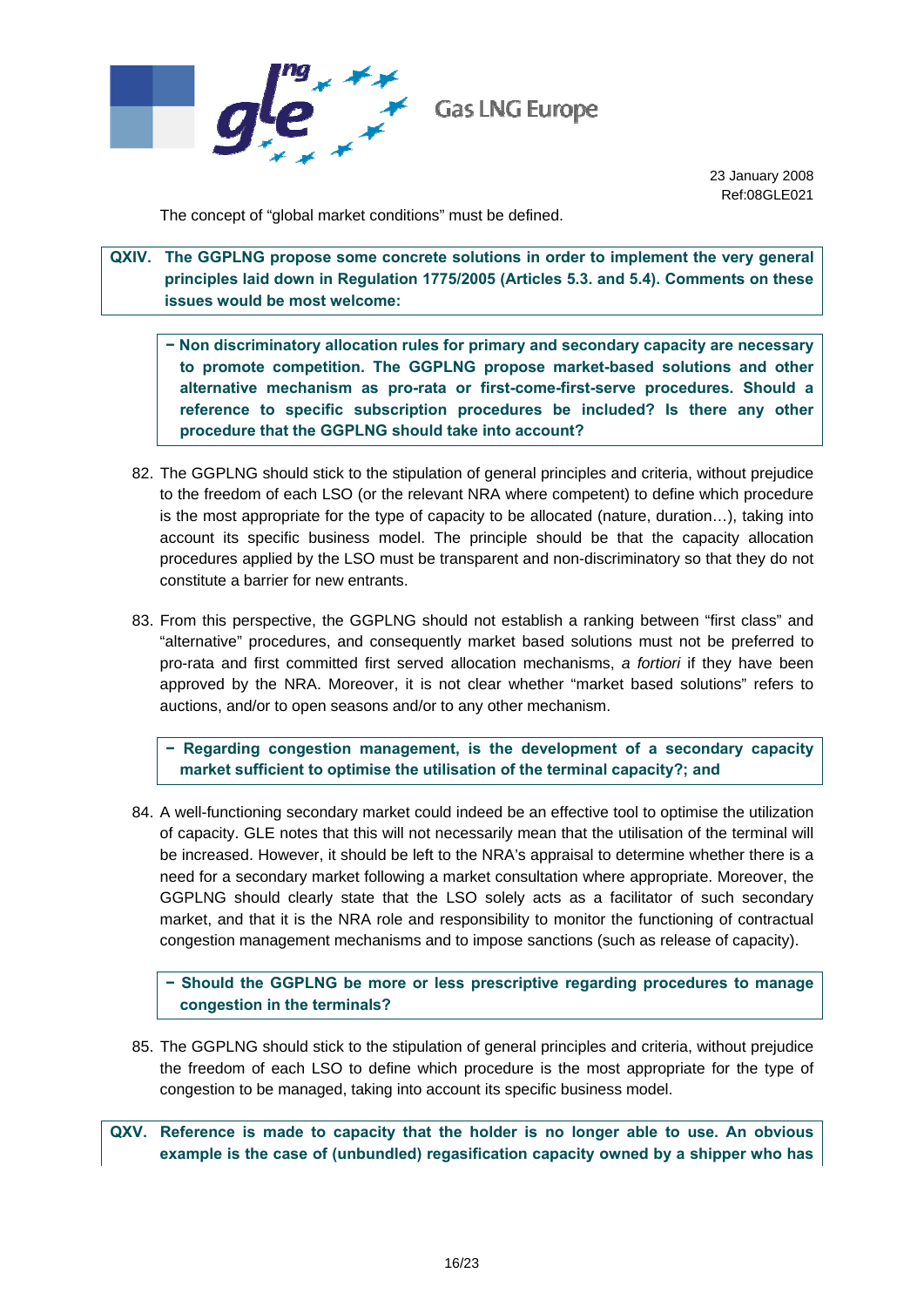The concept of "global market conditions" must be defined.

**QXIV. The GGPLNG propose some concrete solutions in order to implement the very general principles laid down in Regulation 1775/2005 (Articles 5.3. and 5.4). Comments on these issues would be most welcome:**

**− Non discriminatory allocation rules for primary and secondary capacity are necessary to promote competition. The GGPLNG propose market-based solutions and other alternative mechanism as pro-rata or first-come-first-serve procedures. Should a reference to specific subscription procedures be included? Is there any other procedure that the GGPLNG should take into account?**

82. The GGPLNG should stick to the stipulation of general principles and criteria, without prejudice to the freedom of each LSO (or the relevant NRA where competent) to define which procedure is the most appropriate for the type of capacity to be allocated (nature, duration…), taking into account its specific business model. The principle should be that the capacity allocation procedures applied by the LSO must be transparent and non-discriminatory so that they do not constitute a barrier for new entrants.

83. From this perspective, the GGPLNG should not establish a ranking between "first class" and "alternative" procedures, and consequently market based solutions must not be preferred to pro-rata and first committed first served allocation mechanisms, *a fortiori* if they have been approved by the NRA. Moreover, it is not clear whether "market based solutions" refers to auctions, and/or to open seasons and/or to any other mechanism.

**− Regarding congestion management, is the development of a secondary capacity market sufficient to optimise the utilisation of the terminal capacity?; and**

84. A well-functioning secondary market could indeed be an effective tool to optimise the utilization of capacity. GLE notes that this will not necessarily mean that the utilisation of the terminal will be increased. However, it should be left to the NRA's appraisal to determine whether there is a need for a secondary market following a market consultation where appropriate. Moreover, the GGPLNG should clearly state that the LSO solely acts as a facilitator of such secondary market, and that it is the NRA role and responsibility to monitor the functioning of contractual congestion management mechanisms and to impose sanctions (such as release of capacity).

**− Should the GGPLNG be more or less prescriptive regarding procedures to manage congestion in the terminals?**

85. The GGPLNG should stick to the stipulation of general principles and criteria, without prejudice the freedom of each LSO to define which procedure is the most appropriate for the type of congestion to be managed, taking into account its specific business model.

**QXV. Reference is made to capacity that the holder is no longer able to use. An obvious example is the case of (unbundled) regasification capacity owned by a shipper who has**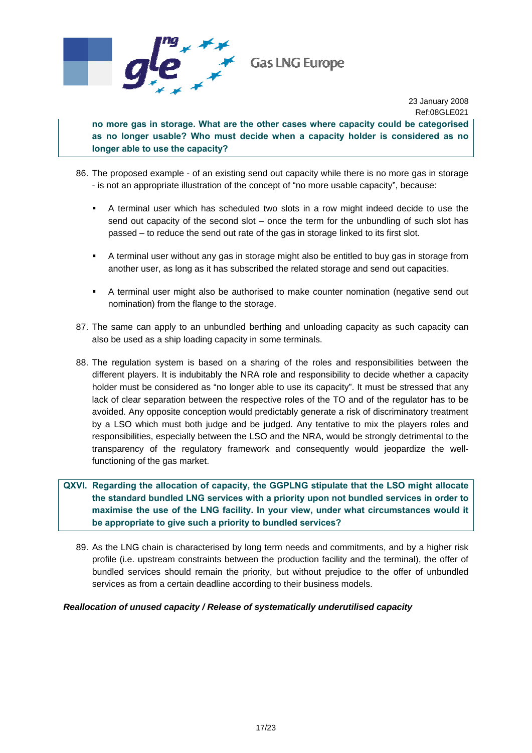**no more gas in storage. What are the other cases where capacity could be categorised as no longer usable? Who must decide when a capacity holder is considered as no longer able to use the capacity?**

86. The proposed example - of an existing send out capacity while there is no more gas in storage - is not an appropriate illustration of the concept of "no more usable capacity", because:

    - A terminal user which has scheduled two slots in a row might indeed decide to use the send out capacity of the second slot – once the term for the unbundling of such slot has passed – to reduce the send out rate of the gas in storage linked to its first slot.

    - A terminal user without any gas in storage might also be entitled to buy gas in storage from another user, as long as it has subscribed the related storage and send out capacities.

    - A terminal user might also be authorised to make counter nomination (negative send out nomination) from the flange to the storage.

87. The same can apply to an unbundled berthing and unloading capacity as such capacity can also be used as a ship loading capacity in some terminals.

88. The regulation system is based on a sharing of the roles and responsibilities between the different players. It is indubitably the NRA role and responsibility to decide whether a capacity holder must be considered as "no longer able to use its capacity". It must be stressed that any lack of clear separation between the respective roles of the TO and of the regulator has to be avoided. Any opposite conception would predictably generate a risk of discriminatory treatment by a LSO which must both judge and be judged. Any tentative to mix the players roles and responsibilities, especially between the LSO and the NRA, would be strongly detrimental to the transparency of the regulatory framework and consequently would jeopardize the well-functioning of the gas market.

**QXVI. Regarding the allocation of capacity, the GGPLNG stipulate that the LSO might allocate the standard bundled LNG services with a priority upon not bundled services in order to maximise the use of the LNG facility. In your view, under what circumstances would it be appropriate to give such a priority to bundled services?**

89. As the LNG chain is characterised by long term needs and commitments, and by a higher risk profile (i.e. upstream constraints between the production facility and the terminal), the offer of bundled services should remain the priority, but without prejudice to the offer of unbundled services as from a certain deadline according to their business models.

***Reallocation of unused capacity / Release of systematically underutilised capacity***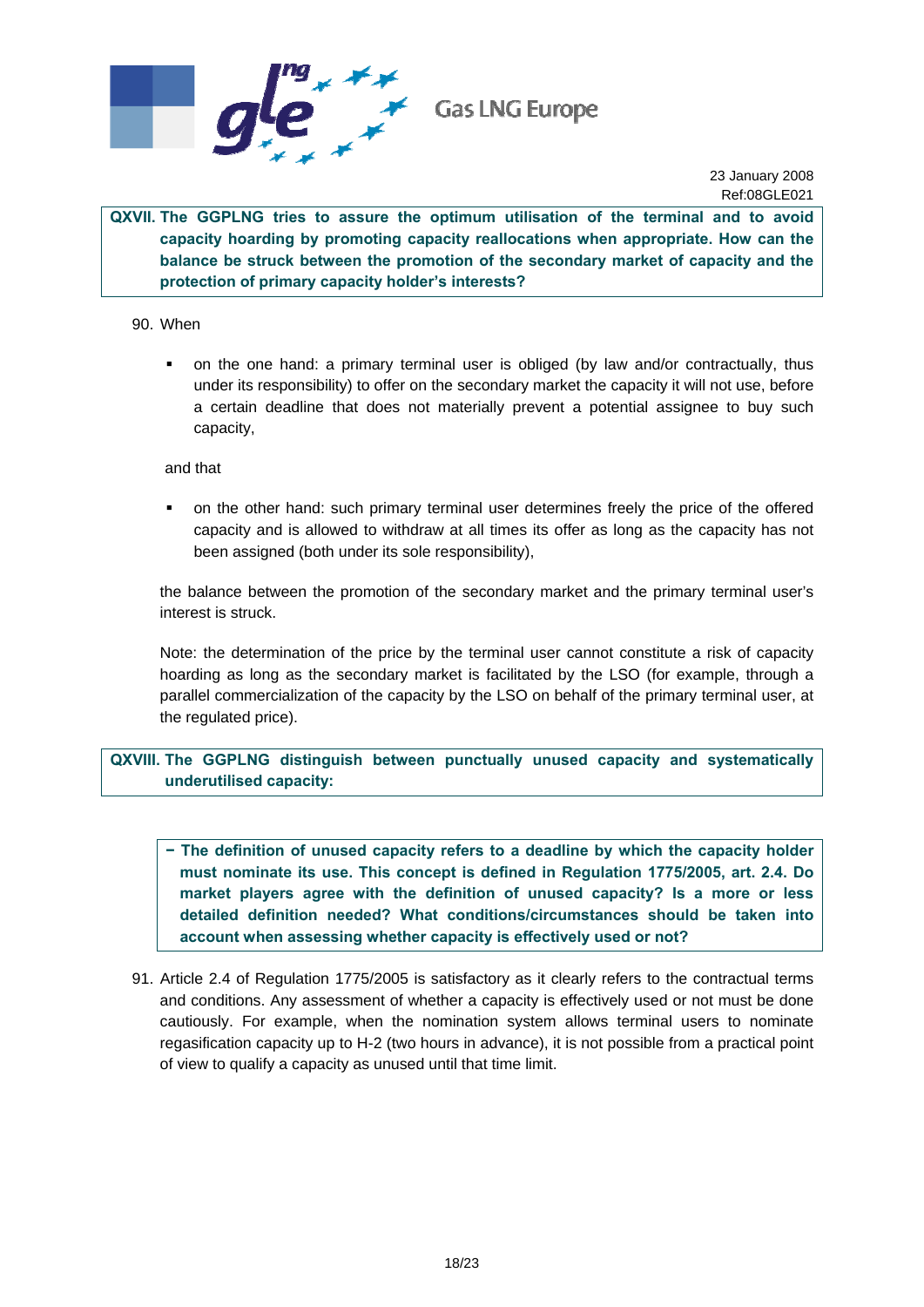**QXVII. The GGPLNG tries to assure the optimum utilisation of the terminal and to avoid capacity hoarding by promoting capacity reallocations when appropriate. How can the balance be struck between the promotion of the secondary market of capacity and the protection of primary capacity holder's interests?**

90. When

   - on the one hand: a primary terminal user is obliged (by law and/or contractually, thus under its responsibility) to offer on the secondary market the capacity it will not use, before a certain deadline that does not materially prevent a potential assignee to buy such capacity,

   and that

   - on the other hand: such primary terminal user determines freely the price of the offered capacity and is allowed to withdraw at all times its offer as long as the capacity has not been assigned (both under its sole responsibility),

   the balance between the promotion of the secondary market and the primary terminal user's interest is struck.

   Note: the determination of the price by the terminal user cannot constitute a risk of capacity hoarding as long as the secondary market is facilitated by the LSO (for example, through a parallel commercialization of the capacity by the LSO on behalf of the primary terminal user, at the regulated price).

**QXVIII. The GGPLNG distinguish between punctually unused capacity and systematically underutilised capacity:**

- **The definition of unused capacity refers to a deadline by which the capacity holder must nominate its use. This concept is defined in Regulation 1775/2005, art. 2.4. Do market players agree with the definition of unused capacity? Is a more or less detailed definition needed? What conditions/circumstances should be taken into account when assessing whether capacity is effectively used or not?**

91. Article 2.4 of Regulation 1775/2005 is satisfactory as it clearly refers to the contractual terms and conditions. Any assessment of whether a capacity is effectively used or not must be done cautiously. For example, when the nomination system allows terminal users to nominate regasification capacity up to H-2 (two hours in advance), it is not possible from a practical point of view to qualify a capacity as unused until that time limit.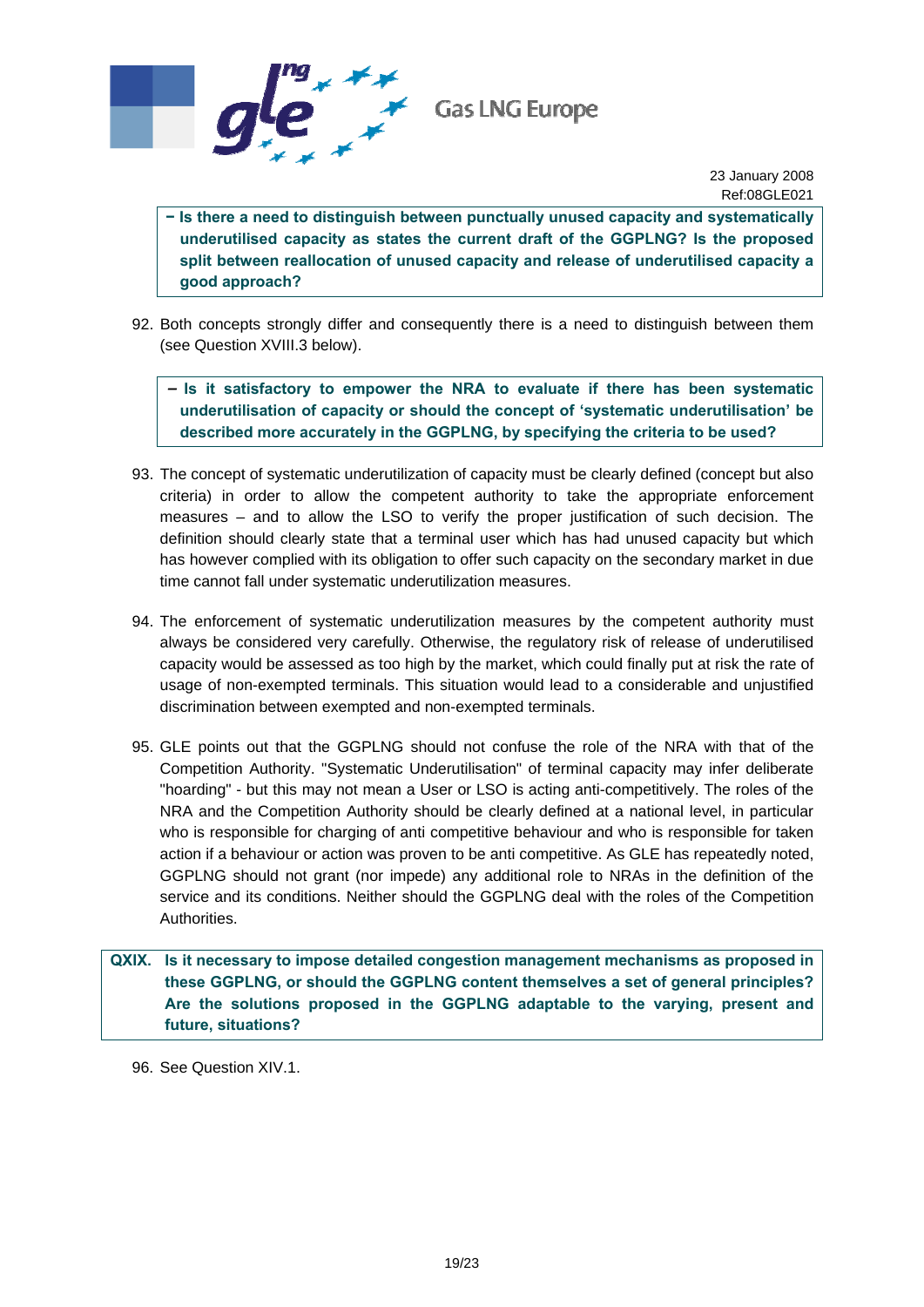**– Is there a need to distinguish between punctually unused capacity and systematically underutilised capacity as states the current draft of the GGPLNG? Is the proposed split between reallocation of unused capacity and release of underutilised capacity a good approach?**

92. Both concepts strongly differ and consequently there is a need to distinguish between them (see Question XVIII.3 below).

**– Is it satisfactory to empower the NRA to evaluate if there has been systematic underutilisation of capacity or should the concept of 'systematic underutilisation' be described more accurately in the GGPLNG, by specifying the criteria to be used?**

93. The concept of systematic underutilization of capacity must be clearly defined (concept but also criteria) in order to allow the competent authority to take the appropriate enforcement measures – and to allow the LSO to verify the proper justification of such decision. The definition should clearly state that a terminal user which has had unused capacity but which has however complied with its obligation to offer such capacity on the secondary market in due time cannot fall under systematic underutilization measures.

94. The enforcement of systematic underutilization measures by the competent authority must always be considered very carefully. Otherwise, the regulatory risk of release of underutilised capacity would be assessed as too high by the market, which could finally put at risk the rate of usage of non-exempted terminals. This situation would lead to a considerable and unjustified discrimination between exempted and non-exempted terminals.

95. GLE points out that the GGPLNG should not confuse the role of the NRA with that of the Competition Authority. "Systematic Underutilisation" of terminal capacity may infer deliberate "hoarding" - but this may not mean a User or LSO is acting anti-competitively. The roles of the NRA and the Competition Authority should be clearly defined at a national level, in particular who is responsible for charging of anti competitive behaviour and who is responsible for taken action if a behaviour or action was proven to be anti competitive. As GLE has repeatedly noted, GGPLNG should not grant (nor impede) any additional role to NRAs in the definition of the service and its conditions. Neither should the GGPLNG deal with the roles of the Competition Authorities.

**QXIX. Is it necessary to impose detailed congestion management mechanisms as proposed in these GGPLNG, or should the GGPLNG content themselves a set of general principles? Are the solutions proposed in the GGPLNG adaptable to the varying, present and future, situations?**

96. See Question XIV.1.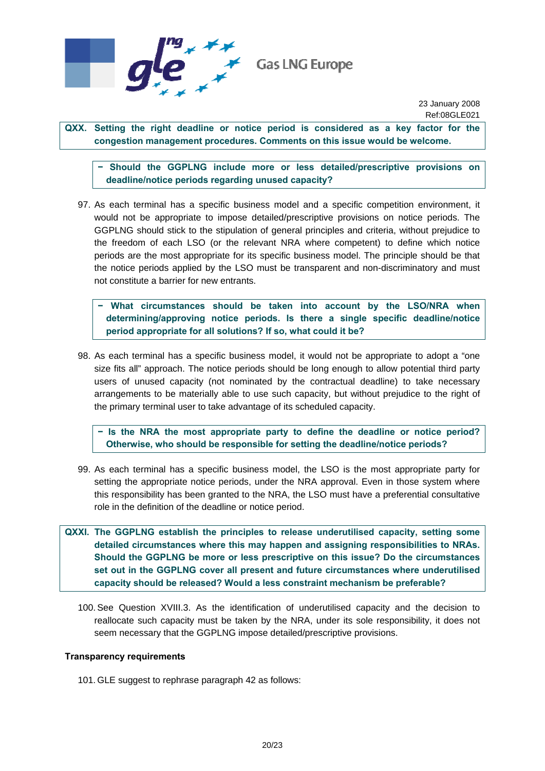**QXX. Setting the right deadline or notice period is considered as a key factor for the congestion management procedures. Comments on this issue would be welcome.**

**− Should the GGPLNG include more or less detailed/prescriptive provisions on deadline/notice periods regarding unused capacity?**

97. As each terminal has a specific business model and a specific competition environment, it would not be appropriate to impose detailed/prescriptive provisions on notice periods. The GGPLNG should stick to the stipulation of general principles and criteria, without prejudice to the freedom of each LSO (or the relevant NRA where competent) to define which notice periods are the most appropriate for its specific business model. The principle should be that the notice periods applied by the LSO must be transparent and non-discriminatory and must not constitute a barrier for new entrants.

**− What circumstances should be taken into account by the LSO/NRA when determining/approving notice periods. Is there a single specific deadline/notice period appropriate for all solutions? If so, what could it be?**

98. As each terminal has a specific business model, it would not be appropriate to adopt a "one size fits all" approach. The notice periods should be long enough to allow potential third party users of unused capacity (not nominated by the contractual deadline) to take necessary arrangements to be materially able to use such capacity, but without prejudice to the right of the primary terminal user to take advantage of its scheduled capacity.

**− Is the NRA the most appropriate party to define the deadline or notice period? Otherwise, who should be responsible for setting the deadline/notice periods?**

99. As each terminal has a specific business model, the LSO is the most appropriate party for setting the appropriate notice periods, under the NRA approval. Even in those system where this responsibility has been granted to the NRA, the LSO must have a preferential consultative role in the definition of the deadline or notice period.

**QXXI. The GGPLNG establish the principles to release underutilised capacity, setting some detailed circumstances where this may happen and assigning responsibilities to NRAs. Should the GGPLNG be more or less prescriptive on this issue? Do the circumstances set out in the GGPLNG cover all present and future circumstances where underutilised capacity should be released? Would a less constraint mechanism be preferable?**

100. See Question XVIII.3. As the identification of underutilised capacity and the decision to reallocate such capacity must be taken by the NRA, under its sole responsibility, it does not seem necessary that the GGPLNG impose detailed/prescriptive provisions.

**Transparency requirements**

101. GLE suggest to rephrase paragraph 42 as follows: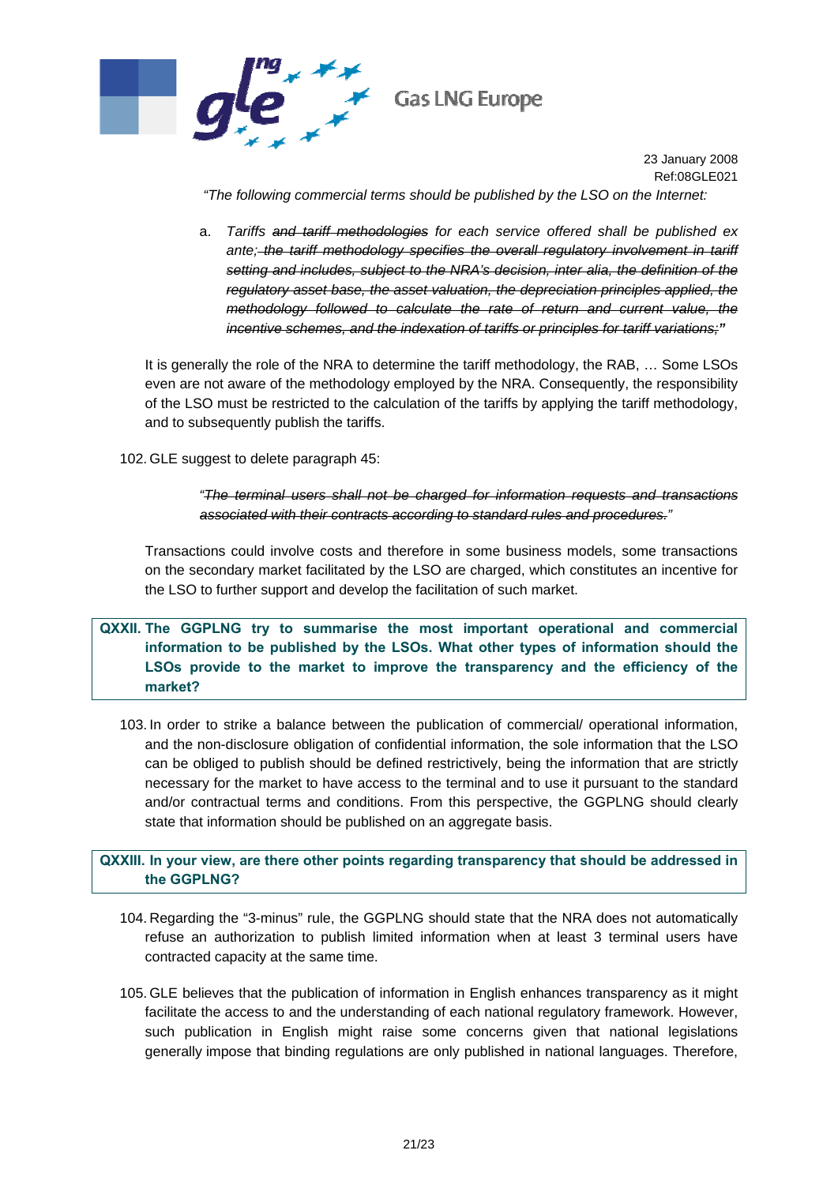*"The following commercial terms should be published by the LSO on the Internet:*

a. *Tariffs ~~and tariff methodologies~~ for each service offered shall be published ex ante~~; the tariff methodology specifies the overall regulatory involvement in tariff setting and includes, subject to the NRA's decision, inter alia, the definition of the regulatory asset base, the asset valuation, the depreciation principles applied, the methodology followed to calculate the rate of return and current value, the incentive schemes, and the indexation of tariffs or principles for tariff variations;~~*"

It is generally the role of the NRA to determine the tariff methodology, the RAB, … Some LSOs even are not aware of the methodology employed by the NRA. Consequently, the responsibility of the LSO must be restricted to the calculation of the tariffs by applying the tariff methodology, and to subsequently publish the tariffs.

102. GLE suggest to delete paragraph 45:

> *"~~The terminal users shall not be charged for information requests and transactions associated with their contracts according to standard rules and procedures.~~"*

Transactions could involve costs and therefore in some business models, some transactions on the secondary market facilitated by the LSO are charged, which constitutes an incentive for the LSO to further support and develop the facilitation of such market.

**QXXII. The GGPLNG try to summarise the most important operational and commercial information to be published by the LSOs. What other types of information should the LSOs provide to the market to improve the transparency and the efficiency of the market?**

103. In order to strike a balance between the publication of commercial/ operational information, and the non-disclosure obligation of confidential information, the sole information that the LSO can be obliged to publish should be defined restrictively, being the information that are strictly necessary for the market to have access to the terminal and to use it pursuant to the standard and/or contractual terms and conditions. From this perspective, the GGPLNG should clearly state that information should be published on an aggregate basis.

**QXXIII. In your view, are there other points regarding transparency that should be addressed in the GGPLNG?**

104. Regarding the "3-minus" rule, the GGPLNG should state that the NRA does not automatically refuse an authorization to publish limited information when at least 3 terminal users have contracted capacity at the same time.

105. GLE believes that the publication of information in English enhances transparency as it might facilitate the access to and the understanding of each national regulatory framework. However, such publication in English might raise some concerns given that national legislations generally impose that binding regulations are only published in national languages. Therefore,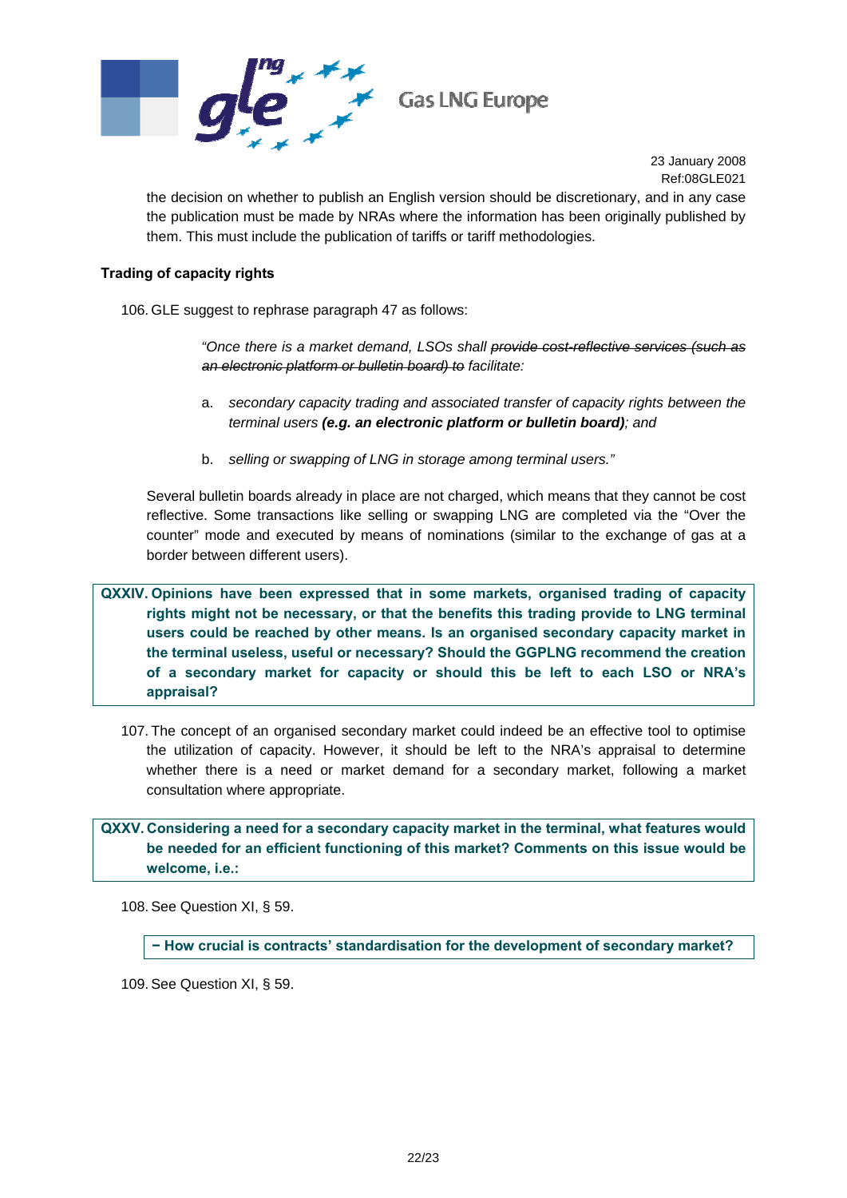the decision on whether to publish an English version should be discretionary, and in any case the publication must be made by NRAs where the information has been originally published by them. This must include the publication of tariffs or tariff methodologies.

**Trading of capacity rights**

106. GLE suggest to rephrase paragraph 47 as follows:

> *"Once there is a market demand, LSOs shall ~~provide cost-reflective services (such as an electronic platform or bulletin board) to~~ facilitate:*
>
> a. *secondary capacity trading and associated transfer of capacity rights between the terminal users **(e.g. an electronic platform or bulletin board)**; and*
>
> b. *selling or swapping of LNG in storage among terminal users."*

Several bulletin boards already in place are not charged, which means that they cannot be cost reflective. Some transactions like selling or swapping LNG are completed via the "Over the counter" mode and executed by means of nominations (similar to the exchange of gas at a border between different users).

**QXXIV. Opinions have been expressed that in some markets, organised trading of capacity rights might not be necessary, or that the benefits this trading provide to LNG terminal users could be reached by other means. Is an organised secondary capacity market in the terminal useless, useful or necessary? Should the GGPLNG recommend the creation of a secondary market for capacity or should this be left to each LSO or NRA's appraisal?**

107. The concept of an organised secondary market could indeed be an effective tool to optimise the utilization of capacity. However, it should be left to the NRA's appraisal to determine whether there is a need or market demand for a secondary market, following a market consultation where appropriate.

**QXXV. Considering a need for a secondary capacity market in the terminal, what features would be needed for an efficient functioning of this market? Comments on this issue would be welcome, i.e.:**

108. See Question XI, § 59.

**− How crucial is contracts' standardisation for the development of secondary market?**

109. See Question XI, § 59.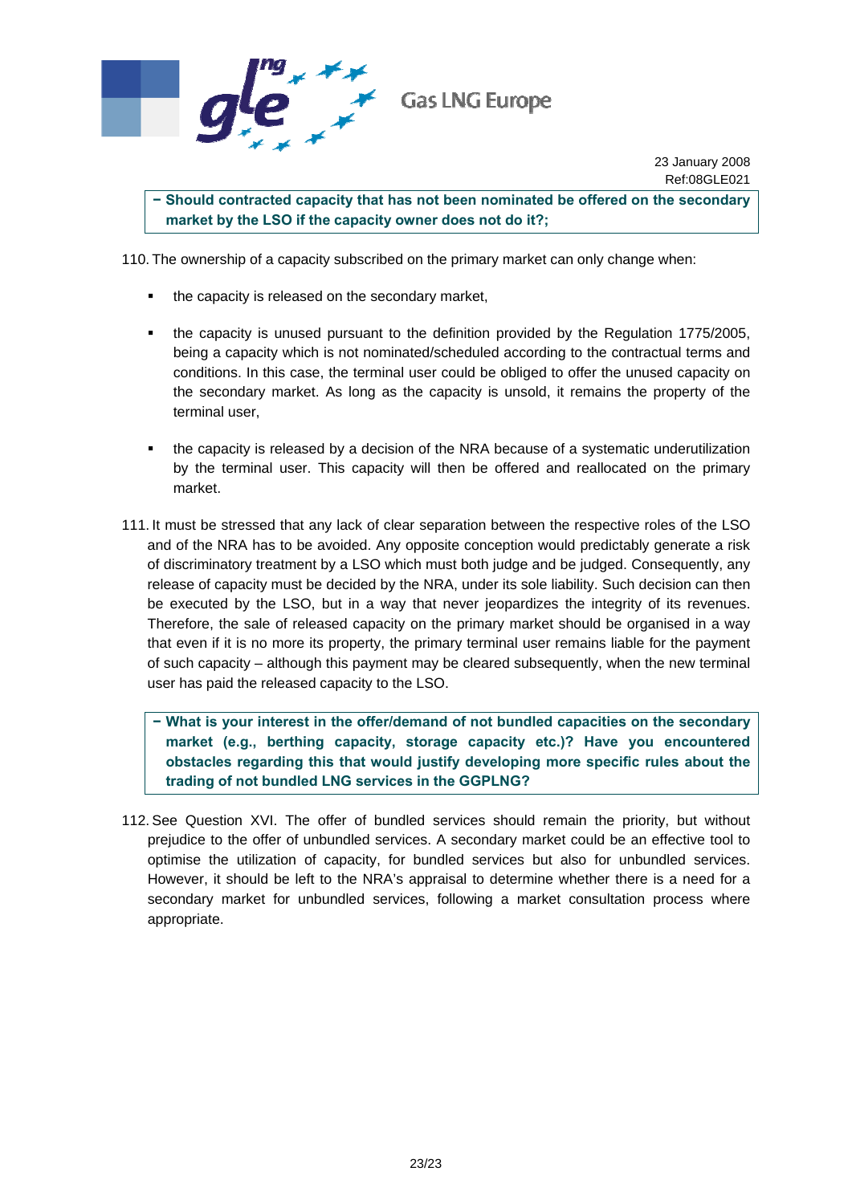**− Should contracted capacity that has not been nominated be offered on the secondary market by the LSO if the capacity owner does not do it?;**

110. The ownership of a capacity subscribed on the primary market can only change when:

- the capacity is released on the secondary market,
- the capacity is unused pursuant to the definition provided by the Regulation 1775/2005, being a capacity which is not nominated/scheduled according to the contractual terms and conditions. In this case, the terminal user could be obliged to offer the unused capacity on the secondary market. As long as the capacity is unsold, it remains the property of the terminal user,
- the capacity is released by a decision of the NRA because of a systematic underutilization by the terminal user. This capacity will then be offered and reallocated on the primary market.

111. It must be stressed that any lack of clear separation between the respective roles of the LSO and of the NRA has to be avoided. Any opposite conception would predictably generate a risk of discriminatory treatment by a LSO which must both judge and be judged. Consequently, any release of capacity must be decided by the NRA, under its sole liability. Such decision can then be executed by the LSO, but in a way that never jeopardizes the integrity of its revenues. Therefore, the sale of released capacity on the primary market should be organised in a way that even if it is no more its property, the primary terminal user remains liable for the payment of such capacity – although this payment may be cleared subsequently, when the new terminal user has paid the released capacity to the LSO.

**− What is your interest in the offer/demand of not bundled capacities on the secondary market (e.g., berthing capacity, storage capacity etc.)? Have you encountered obstacles regarding this that would justify developing more specific rules about the trading of not bundled LNG services in the GGPLNG?**

112. See Question XVI. The offer of bundled services should remain the priority, but without prejudice to the offer of unbundled services. A secondary market could be an effective tool to optimise the utilization of capacity, for bundled services but also for unbundled services. However, it should be left to the NRA's appraisal to determine whether there is a need for a secondary market for unbundled services, following a market consultation process where appropriate.